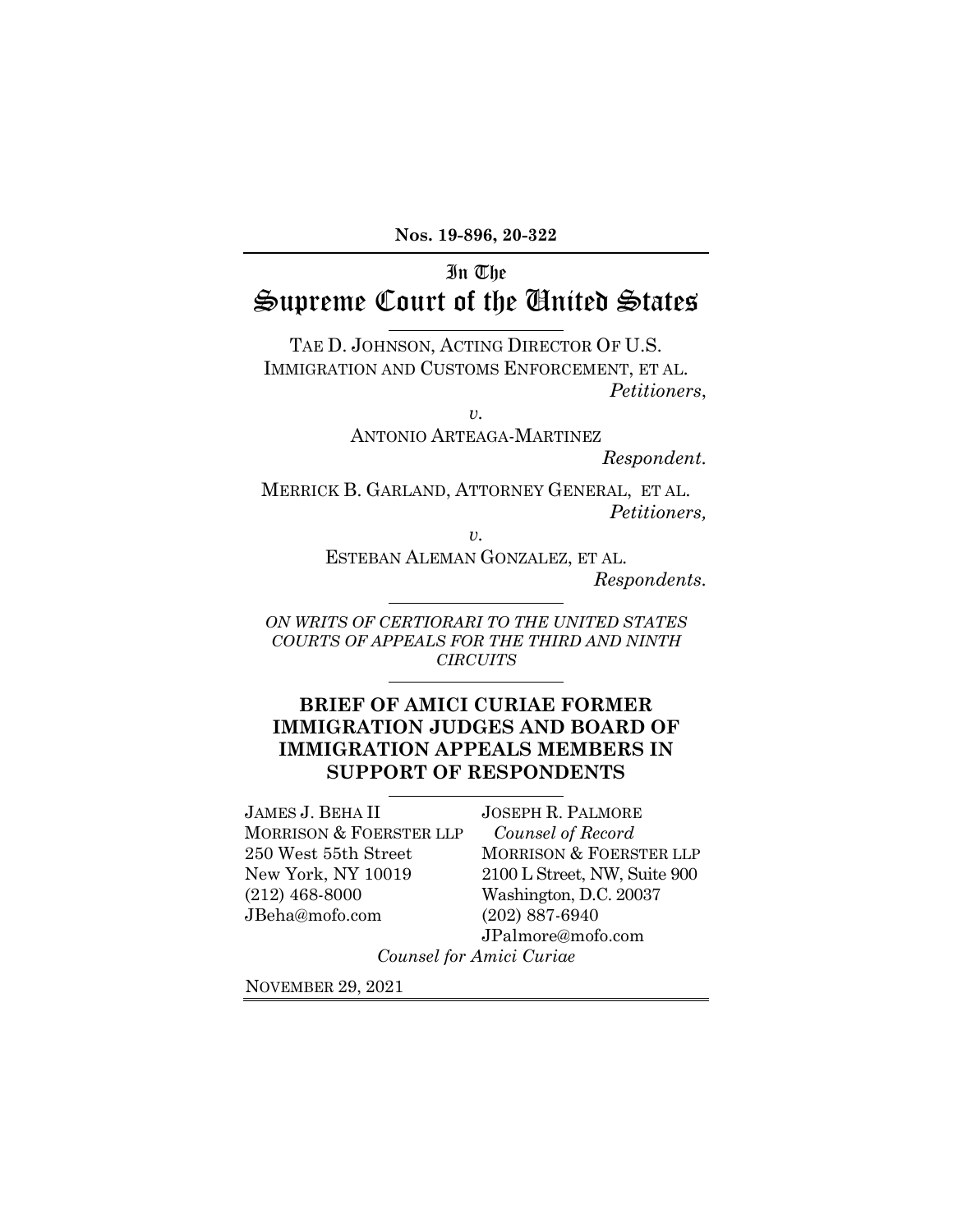**Nos. 19-896, 20-322**

# In The
# Supreme Court of the United States

TAE D. JOHNSON, ACTING DIRECTOR OF U.S. IMMIGRATION AND CUSTOMS ENFORCEMENT, ET AL.
*Petitioners*,

*v.*

ANTONIO ARTEAGA-MARTINEZ
*Respondent.*

MERRICK B. GARLAND, ATTORNEY GENERAL, ET AL.
*Petitioners,*

*v.*

ESTEBAN ALEMAN GONZALEZ, ET AL.
*Respondents.*

*ON WRITS OF CERTIORARI TO THE UNITED STATES COURTS OF APPEALS FOR THE THIRD AND NINTH CIRCUITS*

## BRIEF OF AMICI CURIAE FORMER IMMIGRATION JUDGES AND BOARD OF IMMIGRATION APPEALS MEMBERS IN SUPPORT OF RESPONDENTS

JAMES J. BEHA II
MORRISON & FOERSTER LLP
250 West 55th Street
New York, NY 10019
(212) 468-8000
JBeha@mofo.com

JOSEPH R. PALMORE
*Counsel of Record*
MORRISON & FOERSTER LLP
2100 L Street, NW, Suite 900
Washington, D.C. 20037
(202) 887-6940
JPalmore@mofo.com

*Counsel for Amici Curiae*

NOVEMBER 29, 2021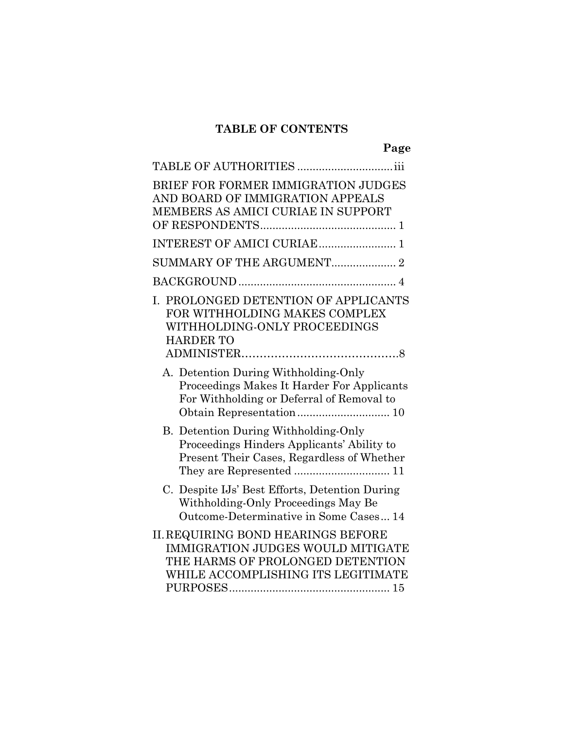# TABLE OF CONTENTS

**Page**

TABLE OF AUTHORITIES ............................... iii

BRIEF FOR FORMER IMMIGRATION JUDGES AND BOARD OF IMMIGRATION APPEALS MEMBERS AS AMICI CURIAE IN SUPPORT OF RESPONDENTS ........................................... 1

INTEREST OF AMICI CURIAE ......................... 1

SUMMARY OF THE ARGUMENT ..................... 2

BACKGROUND .................................................. 4

I. PROLONGED DETENTION OF APPLICANTS FOR WITHHOLDING MAKES COMPLEX WITHHOLDING-ONLY PROCEEDINGS HARDER TO ADMINISTER ........................................... 8

   A. Detention During Withholding-Only Proceedings Makes It Harder For Applicants For Withholding or Deferral of Removal to Obtain Representation .............................. 10

   B. Detention During Withholding-Only Proceedings Hinders Applicants' Ability to Present Their Cases, Regardless of Whether They are Represented ............................... 11

   C. Despite IJs' Best Efforts, Detention During Withholding-Only Proceedings May Be Outcome-Determinative in Some Cases ... 14

II. REQUIRING BOND HEARINGS BEFORE IMMIGRATION JUDGES WOULD MITIGATE THE HARMS OF PROLONGED DETENTION WHILE ACCOMPLISHING ITS LEGITIMATE PURPOSES ................................................... 15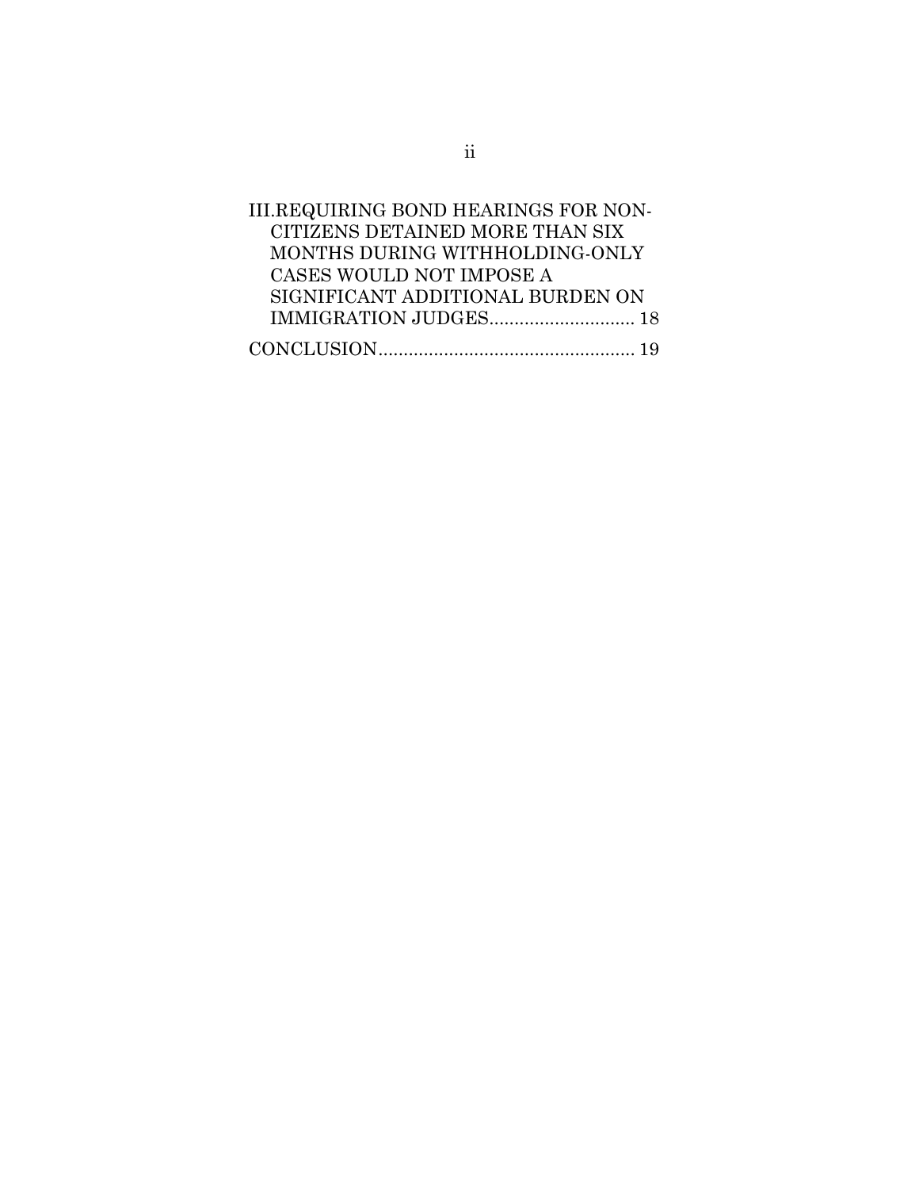III.REQUIRING BOND HEARINGS FOR NON-CITIZENS DETAINED MORE THAN SIX MONTHS DURING WITHHOLDING-ONLY CASES WOULD NOT IMPOSE A SIGNIFICANT ADDITIONAL BURDEN ON IMMIGRATION JUDGES............................ 18

CONCLUSION.................................................. 19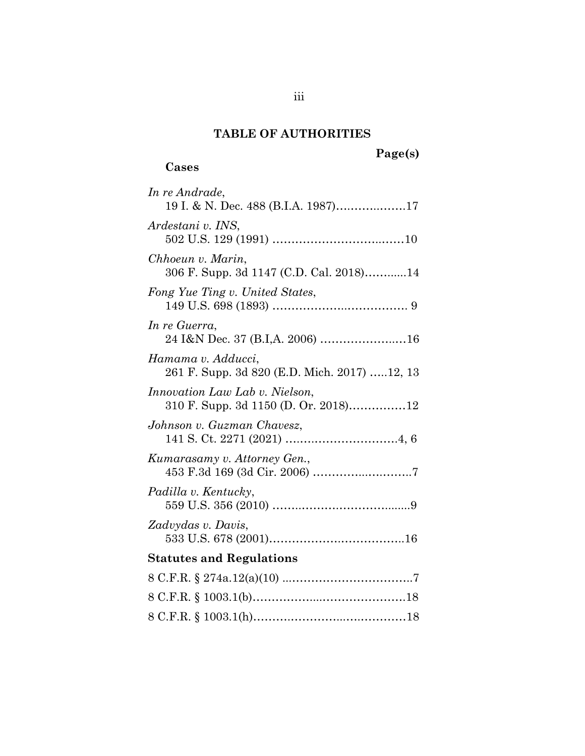## TABLE OF AUTHORITIES

**Page(s)**

**Cases**

*In re Andrade*,
19 I. & N. Dec. 488 (B.I.A. 1987)……………..……17

*Ardestani v. INS*,
502 U.S. 129 (1991) ……………………………..……10

*Chhoeun v. Marin*,
306 F. Supp. 3d 1147 (C.D. Cal. 2018)………....14

*Fong Yue Ting v. United States*,
149 U.S. 698 (1893) ……………….……………. 9

*In re Guerra*,
24 I&N Dec. 37 (B.I,A. 2006) ………………..…16

*Hamama v. Adducci*,
261 F. Supp. 3d 820 (E.D. Mich. 2017) …..12, 13

*Innovation Law Lab v. Nielson*,
310 F. Supp. 3d 1150 (D. Or. 2018)……………12

*Johnson v. Guzman Chavesz*,
141 S. Ct. 2271 (2021) …………………………4, 6

*Kumarasamy v. Attorney Gen.*,
453 F.3d 169 (3d Cir. 2006) ………….…….…….7

*Padilla v. Kentucky*,
559 U.S. 356 (2010) …….……………………........9

*Zadvydas v. Davis*,
533 U.S. 678 (2001)……………….……………..16

**Statutes and Regulations**

8 C.F.R. § 274a.12(a)(10) ...…………………………..7

8 C.F.R. § 1003.1(b)……………….…………………18

8 C.F.R. § 1003.1(h)……………………..……………18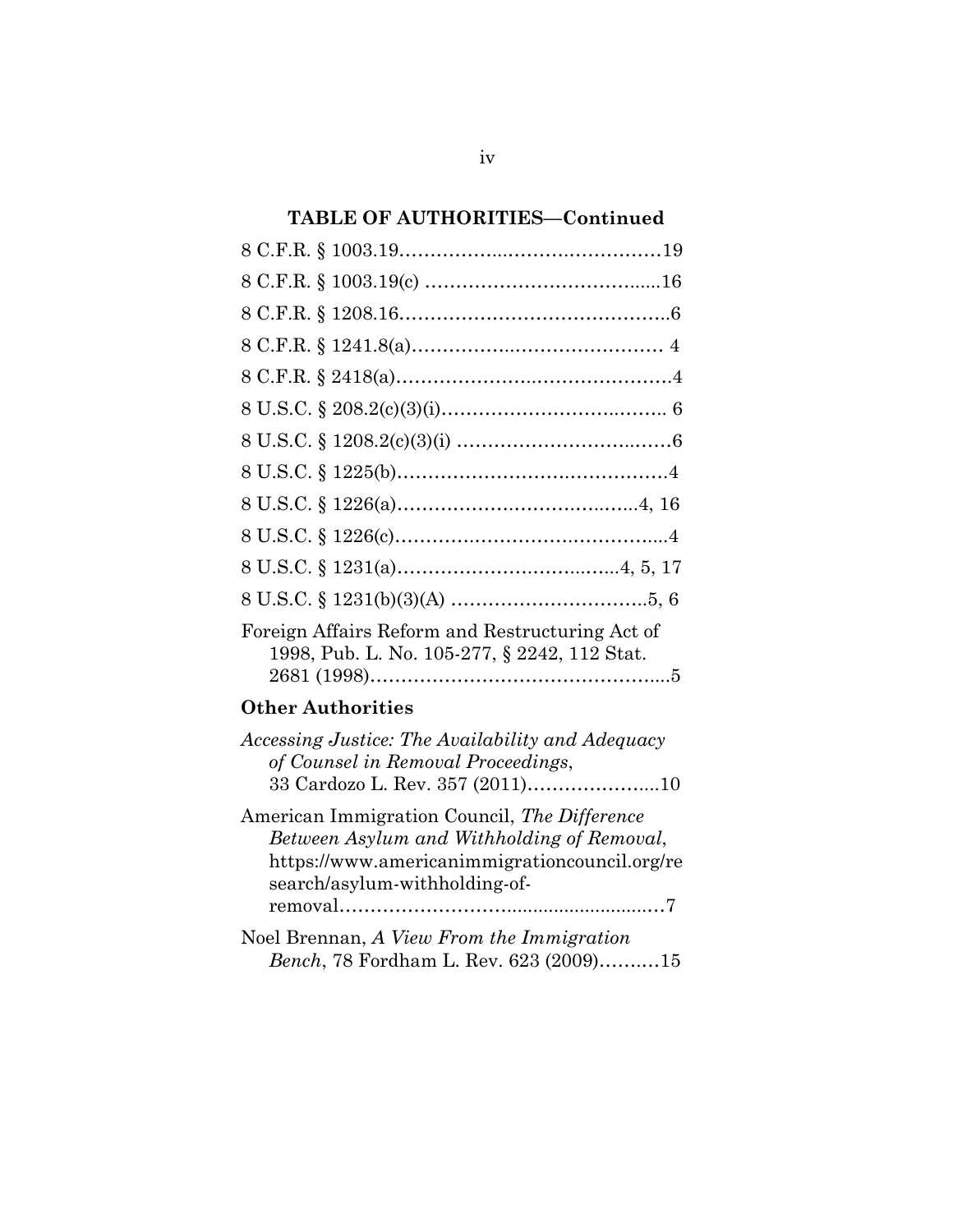**TABLE OF AUTHORITIES—Continued**

8 C.F.R. § 1003.19……………..……………………19

8 C.F.R. § 1003.19(c) ……………………………......16

8 C.F.R. § 1208.16……………………………………..6

8 C.F.R. § 1241.8(a)……………..…………………… 4

8 C.F.R. § 2418(a)……………….……………………4

8 U.S.C. § 208.2(c)(3)(i)…………………….……….. 6

8 U.S.C. § 1208.2(c)(3)(i) …………………….….……6

8 U.S.C. § 1225(b)………………………….…………4

8 U.S.C. § 1226(a)…………………………..…...4, 16

8 U.S.C. § 1226(c)……………….……….…………....4

8 U.S.C. § 1231(a)……………………..……...4, 5, 17

8 U.S.C. § 1231(b)(3)(A) …………………………..5, 6

Foreign Affairs Reform and Restructuring Act of 1998, Pub. L. No. 105-277, § 2242, 112 Stat. 2681 (1998)…………………………………………....5

## Other Authorities

*Accessing Justice: The Availability and Adequacy of Counsel in Removal Proceedings*, 33 Cardozo L. Rev. 357 (2011)………………...10

American Immigration Council, *The Difference Between Asylum and Withholding of Removal*, https://www.americanimmigrationcouncil.org/research/asylum-withholding-of-removal……………………..........................…7

Noel Brennan, *A View From the Immigration Bench*, 78 Fordham L. Rev. 623 (2009)……….15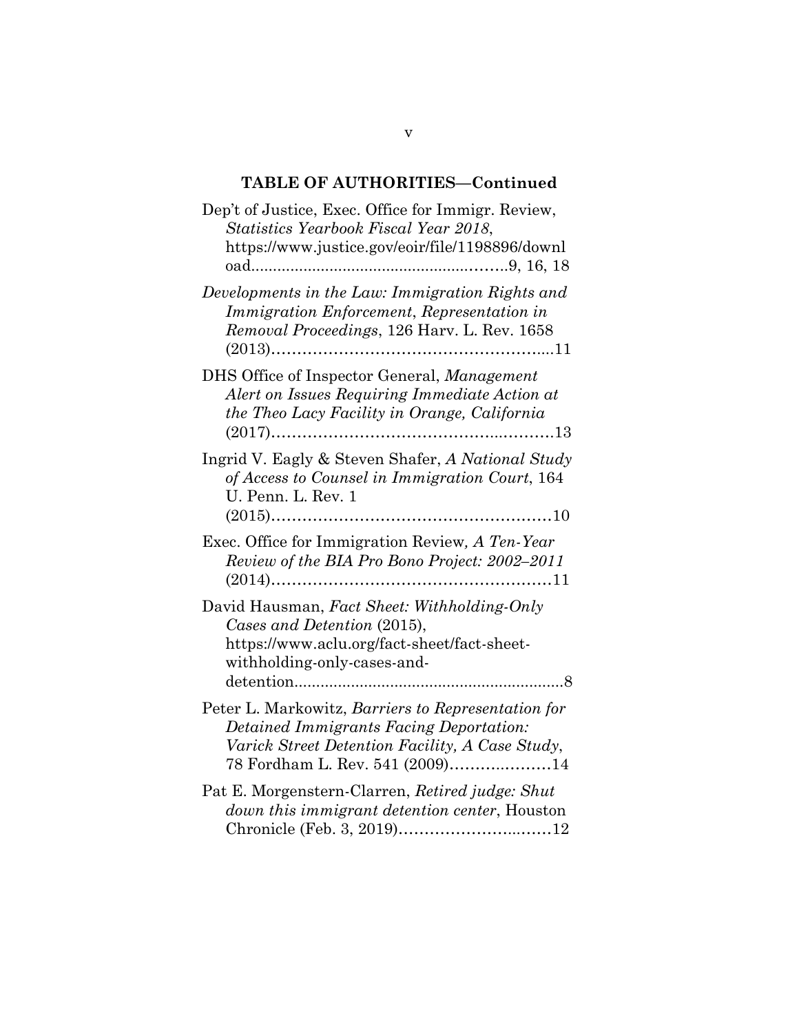**TABLE OF AUTHORITIES—Continued**

Dep't of Justice, Exec. Office for Immigr. Review, *Statistics Yearbook Fiscal Year 2018*, https://www.justice.gov/eoir/file/1198896/download..........................................................9, 16, 18

*Developments in the Law: Immigration Rights and Immigration Enforcement*, *Representation in Removal Proceedings*, 126 Harv. L. Rev. 1658 (2013)……………………………………………....11

DHS Office of Inspector General, *Management Alert on Issues Requiring Immediate Action at the Theo Lacy Facility in Orange, California* (2017)………………………………………...………13

Ingrid V. Eagly & Steven Shafer, *A National Study of Access to Counsel in Immigration Court*, 164 U. Penn. L. Rev. 1 (2015)………………………………………………10

Exec. Office for Immigration Review, *A Ten-Year Review of the BIA Pro Bono Project: 2002–2011* (2014)………………………………………………11

David Hausman, *Fact Sheet: Withholding-Only Cases and Detention* (2015), https://www.aclu.org/fact-sheet/fact-sheet-withholding-only-cases-and-detention..............................................................8

Peter L. Markowitz, *Barriers to Representation for Detained Immigrants Facing Deportation: Varick Street Detention Facility, A Case Study*, 78 Fordham L. Rev. 541 (2009)………….………14

Pat E. Morgenstern-Clarren, *Retired judge: Shut down this immigrant detention center*, Houston Chronicle (Feb. 3, 2019)………………………..……12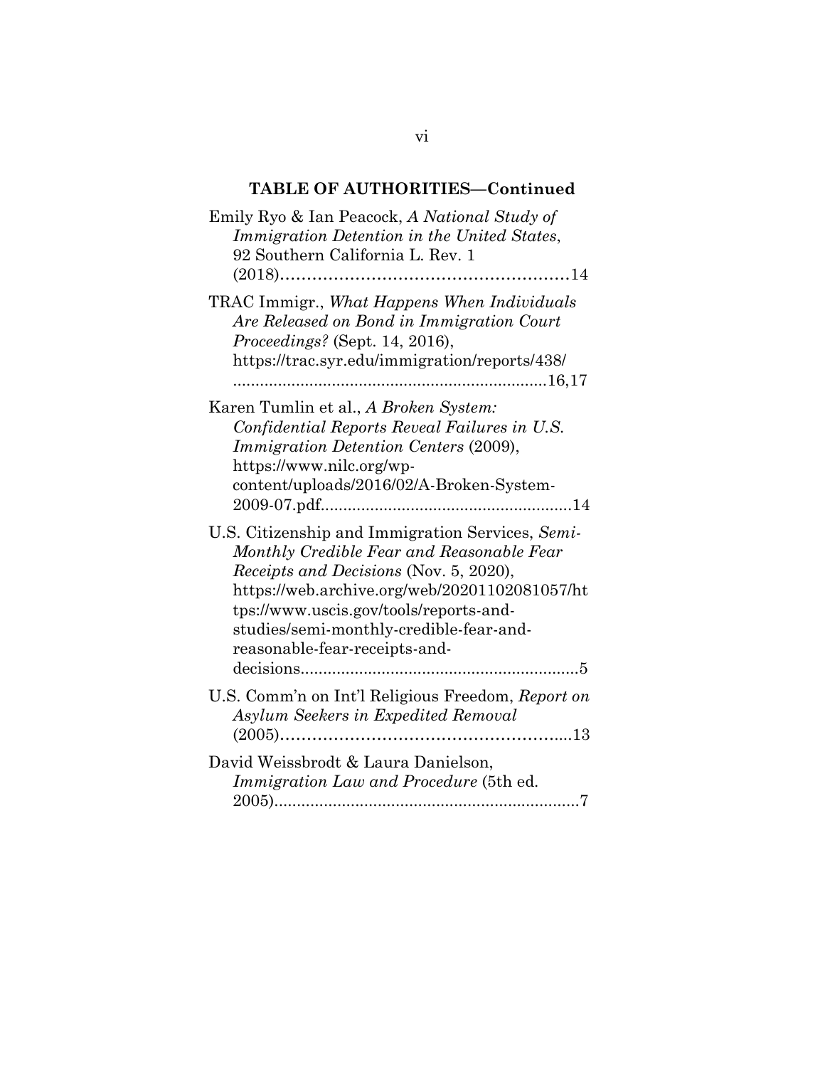**TABLE OF AUTHORITIES—Continued**

Emily Ryo & Ian Peacock, *A National Study of Immigration Detention in the United States*, 92 Southern California L. Rev. 1 (2018)……………………………………………14

TRAC Immigr., *What Happens When Individuals Are Released on Bond in Immigration Court Proceedings?* (Sept. 14, 2016), https://trac.syr.edu/immigration/reports/438/ ......................................................................16,17

Karen Tumlin et al., *A Broken System: Confidential Reports Reveal Failures in U.S. Immigration Detention Centers* (2009), https://www.nilc.org/wp-content/uploads/2016/02/A-Broken-System-2009-07.pdf........................................................14

U.S. Citizenship and Immigration Services, *Semi-Monthly Credible Fear and Reasonable Fear Receipts and Decisions* (Nov. 5, 2020), https://web.archive.org/web/20201102081057/https://www.uscis.gov/tools/reports-and-studies/semi-monthly-credible-fear-and-reasonable-fear-receipts-and-decisions..............................................................5

U.S. Comm'n on Int'l Religious Freedom, *Report on Asylum Seekers in Expedited Removal* (2005)………………………………………………...13

David Weissbrodt & Laura Danielson, *Immigration Law and Procedure* (5th ed. 2005)....................................................................7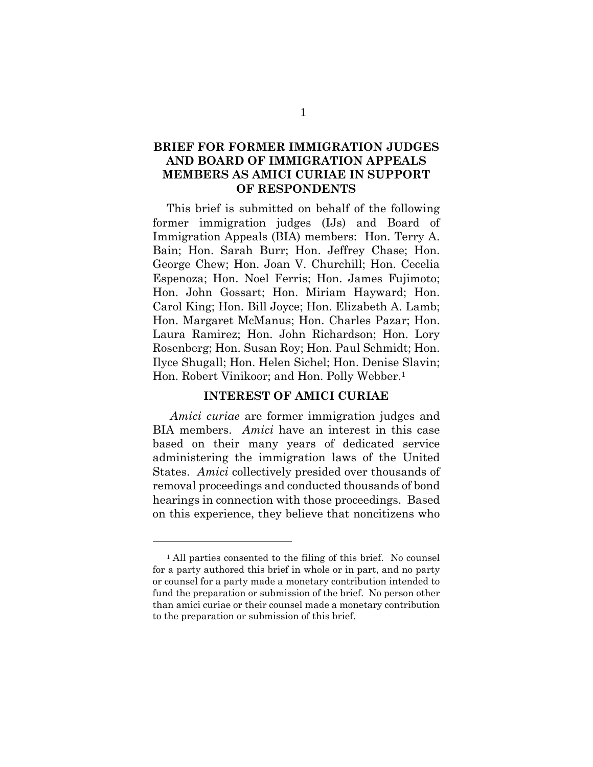# BRIEF FOR FORMER IMMIGRATION JUDGES AND BOARD OF IMMIGRATION APPEALS MEMBERS AS AMICI CURIAE IN SUPPORT OF RESPONDENTS

This brief is submitted on behalf of the following former immigration judges (IJs) and Board of Immigration Appeals (BIA) members: Hon. Terry A. Bain; Hon. Sarah Burr; Hon. Jeffrey Chase; Hon. George Chew; Hon. Joan V. Churchill; Hon. Cecelia Espenoza; Hon. Noel Ferris; Hon. James Fujimoto; Hon. John Gossart; Hon. Miriam Hayward; Hon. Carol King; Hon. Bill Joyce; Hon. Elizabeth A. Lamb; Hon. Margaret McManus; Hon. Charles Pazar; Hon. Laura Ramirez; Hon. John Richardson; Hon. Lory Rosenberg; Hon. Susan Roy; Hon. Paul Schmidt; Hon. Ilyce Shugall; Hon. Helen Sichel; Hon. Denise Slavin; Hon. Robert Vinikoor; and Hon. Polly Webber.[1]

## INTEREST OF AMICI CURIAE

*Amici curiae* are former immigration judges and BIA members. *Amici* have an interest in this case based on their many years of dedicated service administering the immigration laws of the United States. *Amici* collectively presided over thousands of removal proceedings and conducted thousands of bond hearings in connection with those proceedings. Based on this experience, they believe that noncitizens who

---

[1] All parties consented to the filing of this brief. No counsel for a party authored this brief in whole or in part, and no party or counsel for a party made a monetary contribution intended to fund the preparation or submission of the brief. No person other than amici curiae or their counsel made a monetary contribution to the preparation or submission of this brief.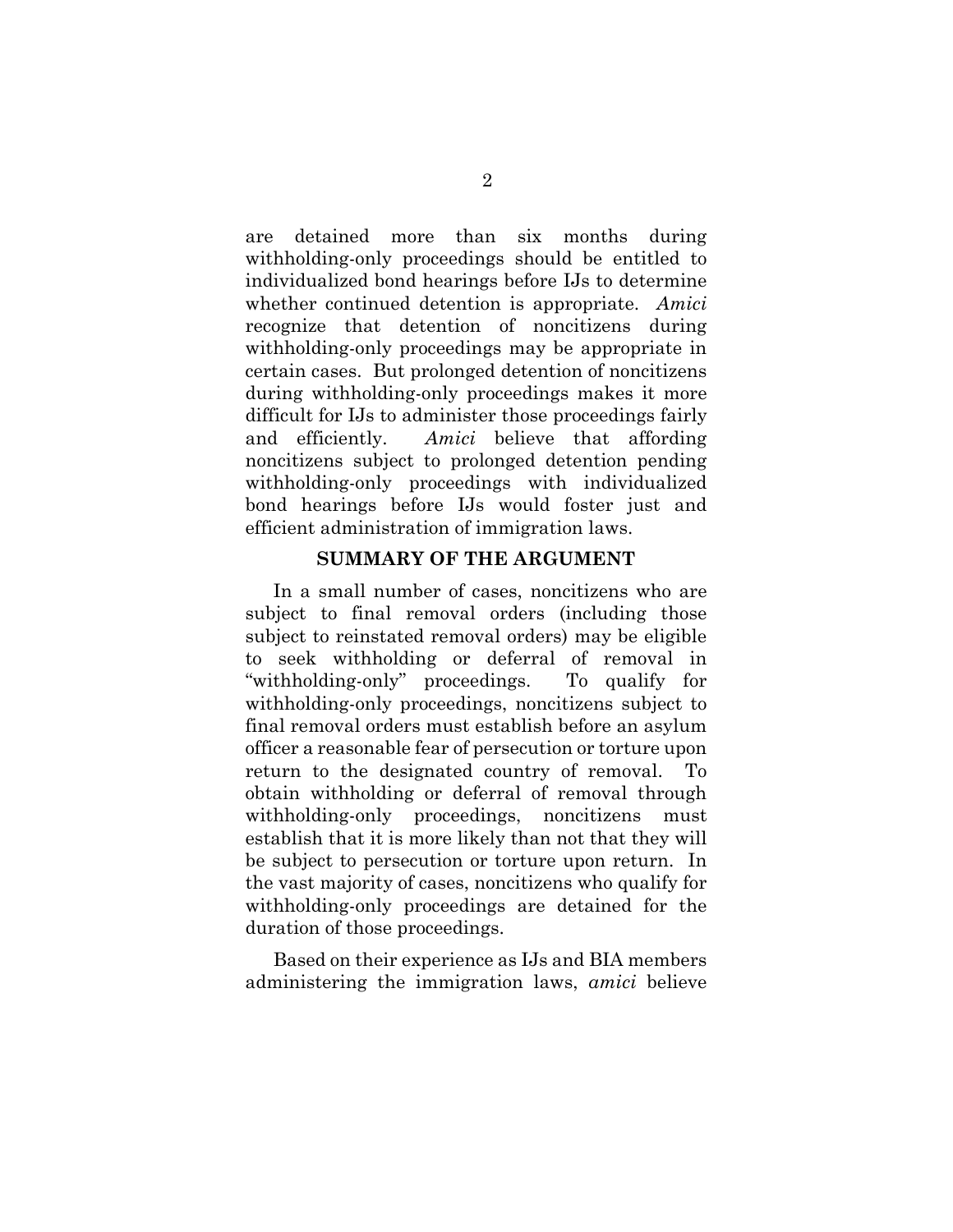are detained more than six months during withholding-only proceedings should be entitled to individualized bond hearings before IJs to determine whether continued detention is appropriate. *Amici* recognize that detention of noncitizens during withholding-only proceedings may be appropriate in certain cases. But prolonged detention of noncitizens during withholding-only proceedings makes it more difficult for IJs to administer those proceedings fairly and efficiently. *Amici* believe that affording noncitizens subject to prolonged detention pending withholding-only proceedings with individualized bond hearings before IJs would foster just and efficient administration of immigration laws.

## SUMMARY OF THE ARGUMENT

In a small number of cases, noncitizens who are subject to final removal orders (including those subject to reinstated removal orders) may be eligible to seek withholding or deferral of removal in "withholding-only" proceedings. To qualify for withholding-only proceedings, noncitizens subject to final removal orders must establish before an asylum officer a reasonable fear of persecution or torture upon return to the designated country of removal. To obtain withholding or deferral of removal through withholding-only proceedings, noncitizens must establish that it is more likely than not that they will be subject to persecution or torture upon return. In the vast majority of cases, noncitizens who qualify for withholding-only proceedings are detained for the duration of those proceedings.

Based on their experience as IJs and BIA members administering the immigration laws, *amici* believe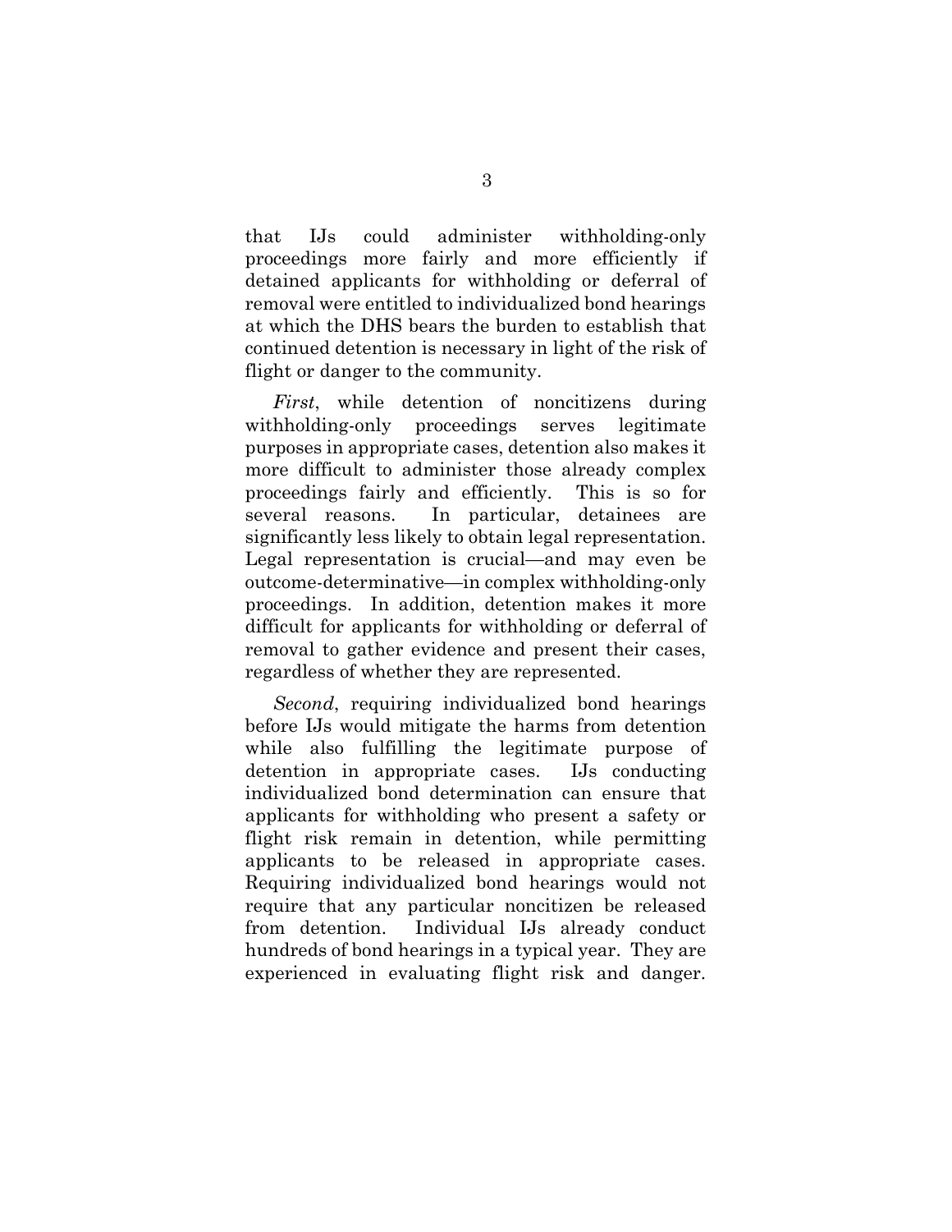that IJs could administer withholding-only proceedings more fairly and more efficiently if detained applicants for withholding or deferral of removal were entitled to individualized bond hearings at which the DHS bears the burden to establish that continued detention is necessary in light of the risk of flight or danger to the community.

*First*, while detention of noncitizens during withholding-only proceedings serves legitimate purposes in appropriate cases, detention also makes it more difficult to administer those already complex proceedings fairly and efficiently. This is so for several reasons. In particular, detainees are significantly less likely to obtain legal representation. Legal representation is crucial—and may even be outcome-determinative—in complex withholding-only proceedings. In addition, detention makes it more difficult for applicants for withholding or deferral of removal to gather evidence and present their cases, regardless of whether they are represented.

*Second*, requiring individualized bond hearings before IJs would mitigate the harms from detention while also fulfilling the legitimate purpose of detention in appropriate cases. IJs conducting individualized bond determination can ensure that applicants for withholding who present a safety or flight risk remain in detention, while permitting applicants to be released in appropriate cases. Requiring individualized bond hearings would not require that any particular noncitizen be released from detention. Individual IJs already conduct hundreds of bond hearings in a typical year. They are experienced in evaluating flight risk and danger.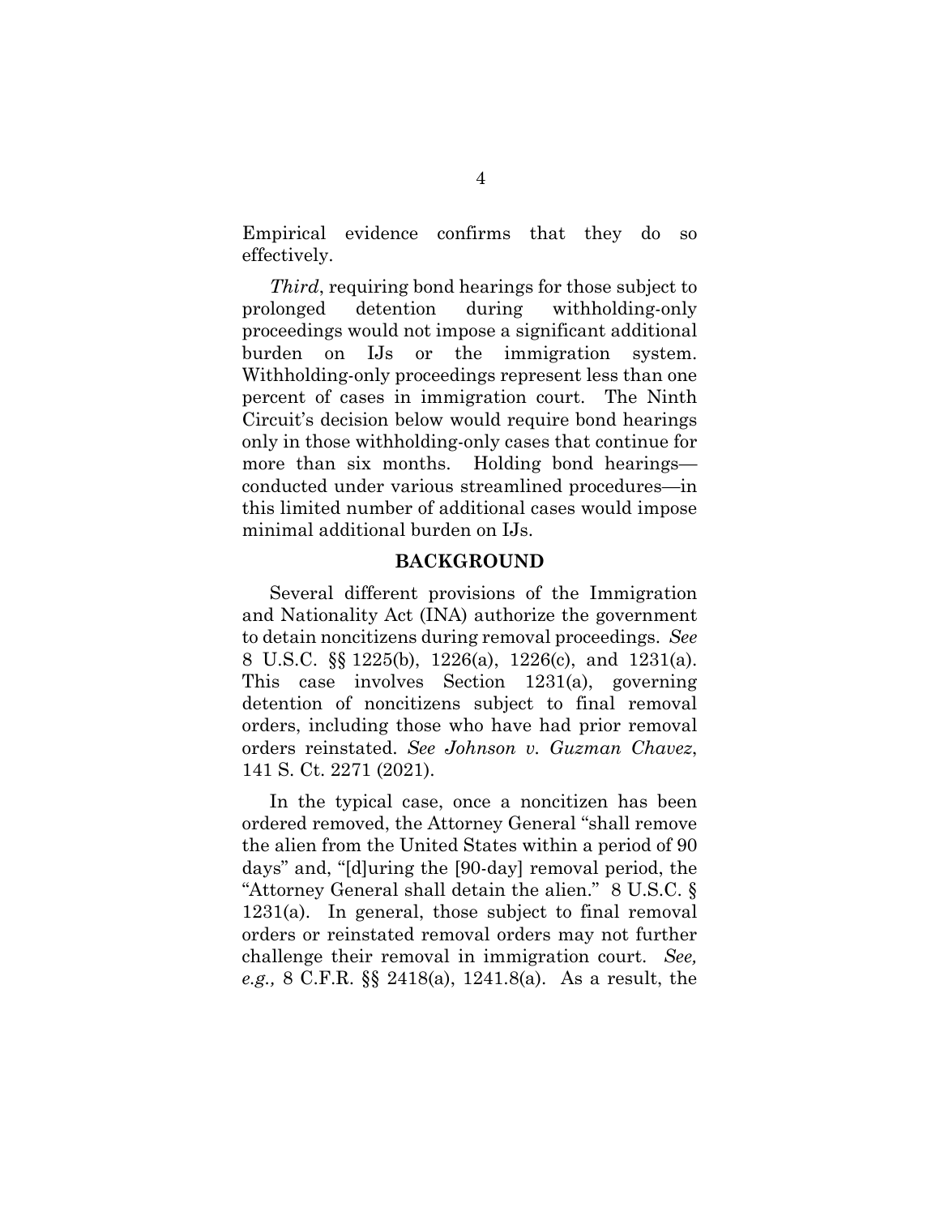Empirical evidence confirms that they do so effectively.

*Third*, requiring bond hearings for those subject to prolonged detention during withholding-only proceedings would not impose a significant additional burden on IJs or the immigration system. Withholding-only proceedings represent less than one percent of cases in immigration court. The Ninth Circuit's decision below would require bond hearings only in those withholding-only cases that continue for more than six months. Holding bond hearings—conducted under various streamlined procedures—in this limited number of additional cases would impose minimal additional burden on IJs.

## BACKGROUND

Several different provisions of the Immigration and Nationality Act (INA) authorize the government to detain noncitizens during removal proceedings. *See* 8 U.S.C. §§ 1225(b), 1226(a), 1226(c), and 1231(a). This case involves Section 1231(a), governing detention of noncitizens subject to final removal orders, including those who have had prior removal orders reinstated. *See Johnson v. Guzman Chavez*, 141 S. Ct. 2271 (2021).

In the typical case, once a noncitizen has been ordered removed, the Attorney General "shall remove the alien from the United States within a period of 90 days" and, "[d]uring the [90-day] removal period, the "Attorney General shall detain the alien." 8 U.S.C. § 1231(a). In general, those subject to final removal orders or reinstated removal orders may not further challenge their removal in immigration court. *See, e.g.,* 8 C.F.R. §§ 2418(a), 1241.8(a). As a result, the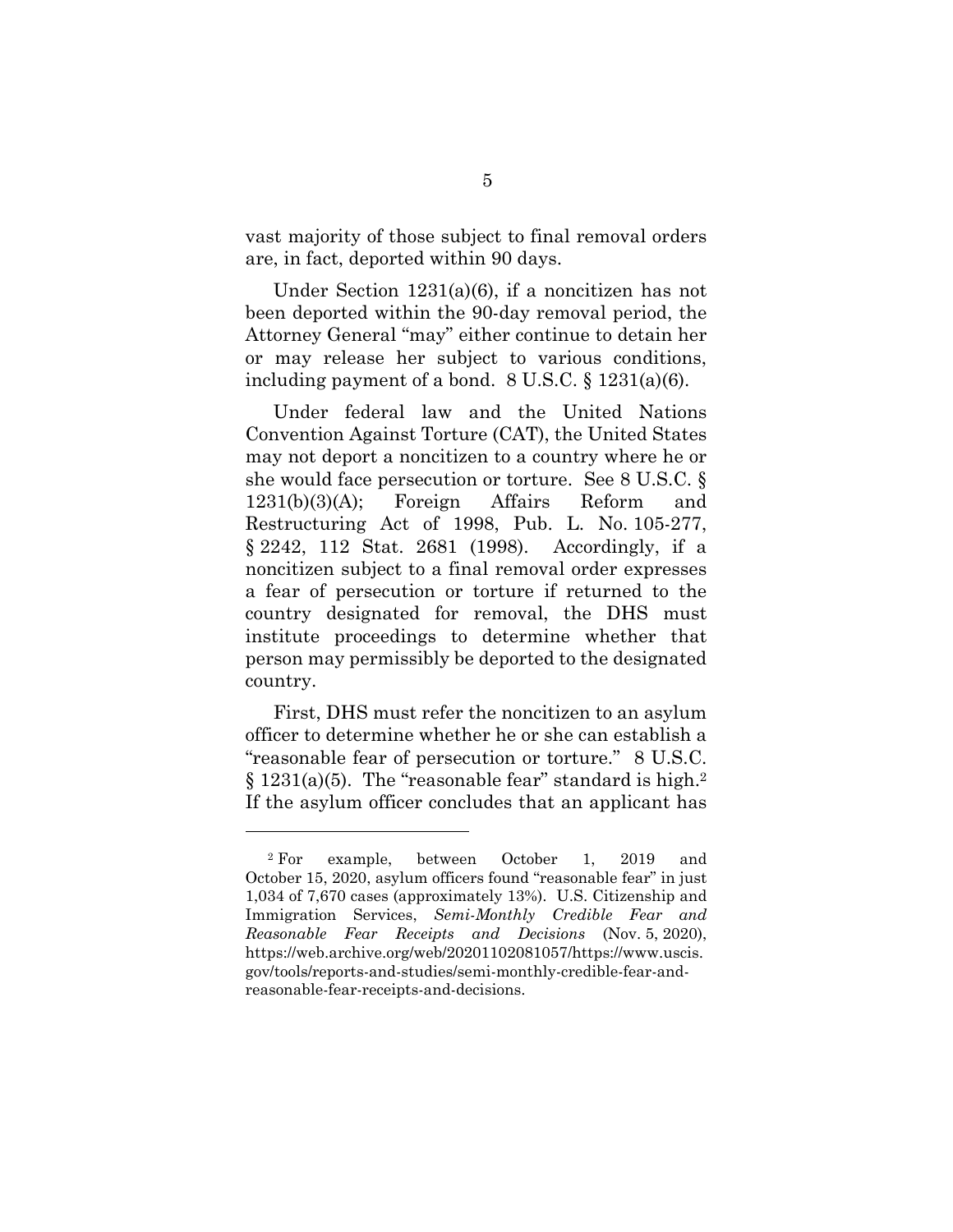vast majority of those subject to final removal orders are, in fact, deported within 90 days.

Under Section 1231(a)(6), if a noncitizen has not been deported within the 90-day removal period, the Attorney General "may" either continue to detain her or may release her subject to various conditions, including payment of a bond. 8 U.S.C. § 1231(a)(6).

Under federal law and the United Nations Convention Against Torture (CAT), the United States may not deport a noncitizen to a country where he or she would face persecution or torture. See 8 U.S.C. § 1231(b)(3)(A); Foreign Affairs Reform and Restructuring Act of 1998, Pub. L. No. 105-277, § 2242, 112 Stat. 2681 (1998). Accordingly, if a noncitizen subject to a final removal order expresses a fear of persecution or torture if returned to the country designated for removal, the DHS must institute proceedings to determine whether that person may permissibly be deported to the designated country.

First, DHS must refer the noncitizen to an asylum officer to determine whether he or she can establish a "reasonable fear of persecution or torture." 8 U.S.C. § 1231(a)(5). The "reasonable fear" standard is high.[2] If the asylum officer concludes that an applicant has

---

[2] For example, between October 1, 2019 and October 15, 2020, asylum officers found "reasonable fear" in just 1,034 of 7,670 cases (approximately 13%). U.S. Citizenship and Immigration Services, *Semi-Monthly Credible Fear and Reasonable Fear Receipts and Decisions* (Nov. 5, 2020), https://web.archive.org/web/20201102081057/https://www.uscis.gov/tools/reports-and-studies/semi-monthly-credible-fear-and-reasonable-fear-receipts-and-decisions.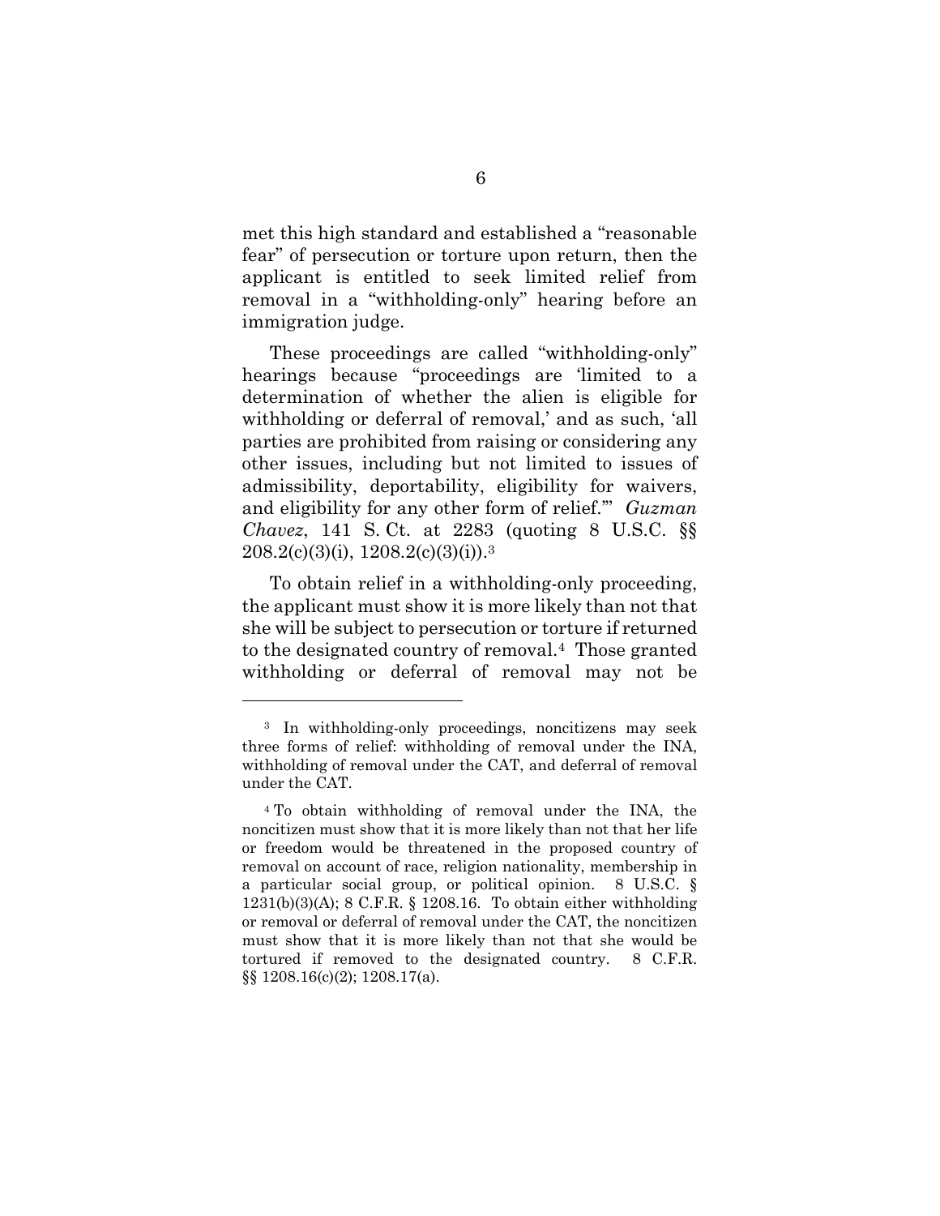met this high standard and established a "reasonable fear" of persecution or torture upon return, then the applicant is entitled to seek limited relief from removal in a "withholding-only" hearing before an immigration judge.

These proceedings are called "withholding-only" hearings because "proceedings are 'limited to a determination of whether the alien is eligible for withholding or deferral of removal,' and as such, 'all parties are prohibited from raising or considering any other issues, including but not limited to issues of admissibility, deportability, eligibility for waivers, and eligibility for any other form of relief.'" *Guzman Chavez*, 141 S. Ct. at 2283 (quoting 8 U.S.C. §§ 208.2(c)(3)(i), 1208.2(c)(3)(i)).[3]

To obtain relief in a withholding-only proceeding, the applicant must show it is more likely than not that she will be subject to persecution or torture if returned to the designated country of removal.[4] Those granted withholding or deferral of removal may not be

---

[3] In withholding-only proceedings, noncitizens may seek three forms of relief: withholding of removal under the INA, withholding of removal under the CAT, and deferral of removal under the CAT.

[4] To obtain withholding of removal under the INA, the noncitizen must show that it is more likely than not that her life or freedom would be threatened in the proposed country of removal on account of race, religion nationality, membership in a particular social group, or political opinion. 8 U.S.C. § 1231(b)(3)(A); 8 C.F.R. § 1208.16. To obtain either withholding or removal or deferral of removal under the CAT, the noncitizen must show that it is more likely than not that she would be tortured if removed to the designated country. 8 C.F.R. §§ 1208.16(c)(2); 1208.17(a).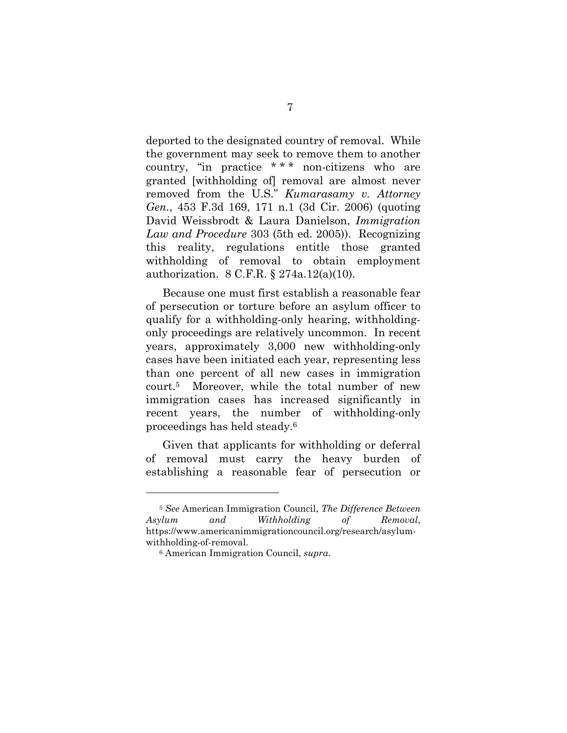deported to the designated country of removal. While the government may seek to remove them to another country, "in practice * * * non-citizens who are granted [withholding of] removal are almost never removed from the U.S." *Kumarasamy v. Attorney Gen.*, 453 F.3d 169, 171 n.1 (3d Cir. 2006) (quoting David Weissbrodt & Laura Danielson, *Immigration Law and Procedure* 303 (5th ed. 2005)). Recognizing this reality, regulations entitle those granted withholding of removal to obtain employment authorization. 8 C.F.R. § 274a.12(a)(10).

Because one must first establish a reasonable fear of persecution or torture before an asylum officer to qualify for a withholding-only hearing, withholding-only proceedings are relatively uncommon. In recent years, approximately 3,000 new withholding-only cases have been initiated each year, representing less than one percent of all new cases in immigration court.[5] Moreover, while the total number of new immigration cases has increased significantly in recent years, the number of withholding-only proceedings has held steady.[6]

Given that applicants for withholding or deferral of removal must carry the heavy burden of establishing a reasonable fear of persecution or

---

[5] *See* American Immigration Council, *The Difference Between Asylum and Withholding of Removal*, https://www.americanimmigrationcouncil.org/research/asylum-withholding-of-removal.

[6] American Immigration Council, *supra*.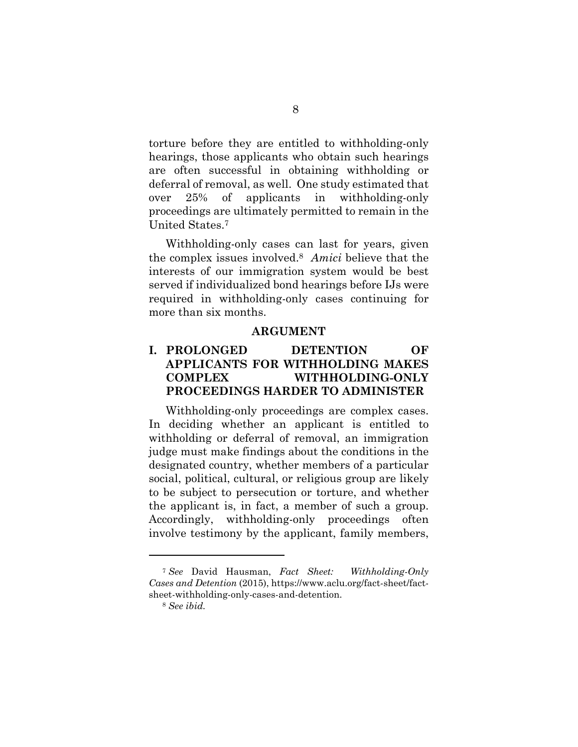torture before they are entitled to withholding-only hearings, those applicants who obtain such hearings are often successful in obtaining withholding or deferral of removal, as well. One study estimated that over 25% of applicants in withholding-only proceedings are ultimately permitted to remain in the United States.[7]

Withholding-only cases can last for years, given the complex issues involved.[8] *Amici* believe that the interests of our immigration system would be best served if individualized bond hearings before IJs were required in withholding-only cases continuing for more than six months.

## ARGUMENT

### I. PROLONGED DETENTION OF APPLICANTS FOR WITHHOLDING MAKES COMPLEX WITHHOLDING-ONLY PROCEEDINGS HARDER TO ADMINISTER

Withholding-only proceedings are complex cases. In deciding whether an applicant is entitled to withholding or deferral of removal, an immigration judge must make findings about the conditions in the designated country, whether members of a particular social, political, cultural, or religious group are likely to be subject to persecution or torture, and whether the applicant is, in fact, a member of such a group. Accordingly, withholding-only proceedings often involve testimony by the applicant, family members,

---

[7] *See* David Hausman, *Fact Sheet: Withholding-Only Cases and Detention* (2015), https://www.aclu.org/fact-sheet/fact-sheet-withholding-only-cases-and-detention.

[8] *See ibid.*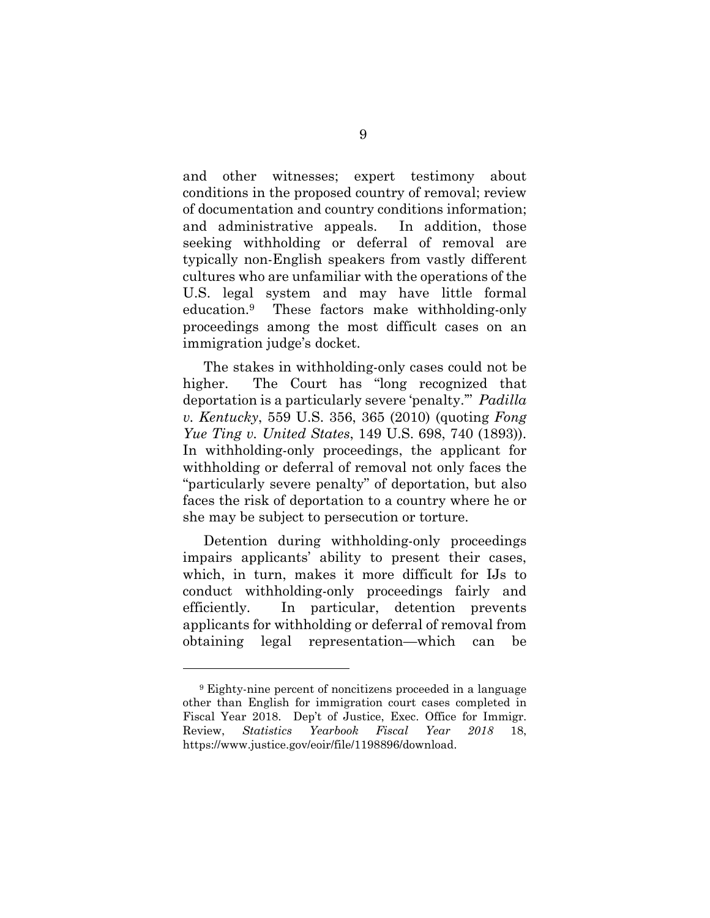and other witnesses; expert testimony about conditions in the proposed country of removal; review of documentation and country conditions information; and administrative appeals. In addition, those seeking withholding or deferral of removal are typically non-English speakers from vastly different cultures who are unfamiliar with the operations of the U.S. legal system and may have little formal education.[9] These factors make withholding-only proceedings among the most difficult cases on an immigration judge's docket.

The stakes in withholding-only cases could not be higher. The Court has "long recognized that deportation is a particularly severe 'penalty.'" *Padilla v. Kentucky*, 559 U.S. 356, 365 (2010) (quoting *Fong Yue Ting v. United States*, 149 U.S. 698, 740 (1893)). In withholding-only proceedings, the applicant for withholding or deferral of removal not only faces the "particularly severe penalty" of deportation, but also faces the risk of deportation to a country where he or she may be subject to persecution or torture.

Detention during withholding-only proceedings impairs applicants' ability to present their cases, which, in turn, makes it more difficult for IJs to conduct withholding-only proceedings fairly and efficiently. In particular, detention prevents applicants for withholding or deferral of removal from obtaining legal representation—which can be

---

[9] Eighty-nine percent of noncitizens proceeded in a language other than English for immigration court cases completed in Fiscal Year 2018. Dep't of Justice, Exec. Office for Immigr. Review, *Statistics Yearbook Fiscal Year 2018* 18, https://www.justice.gov/eoir/file/1198896/download.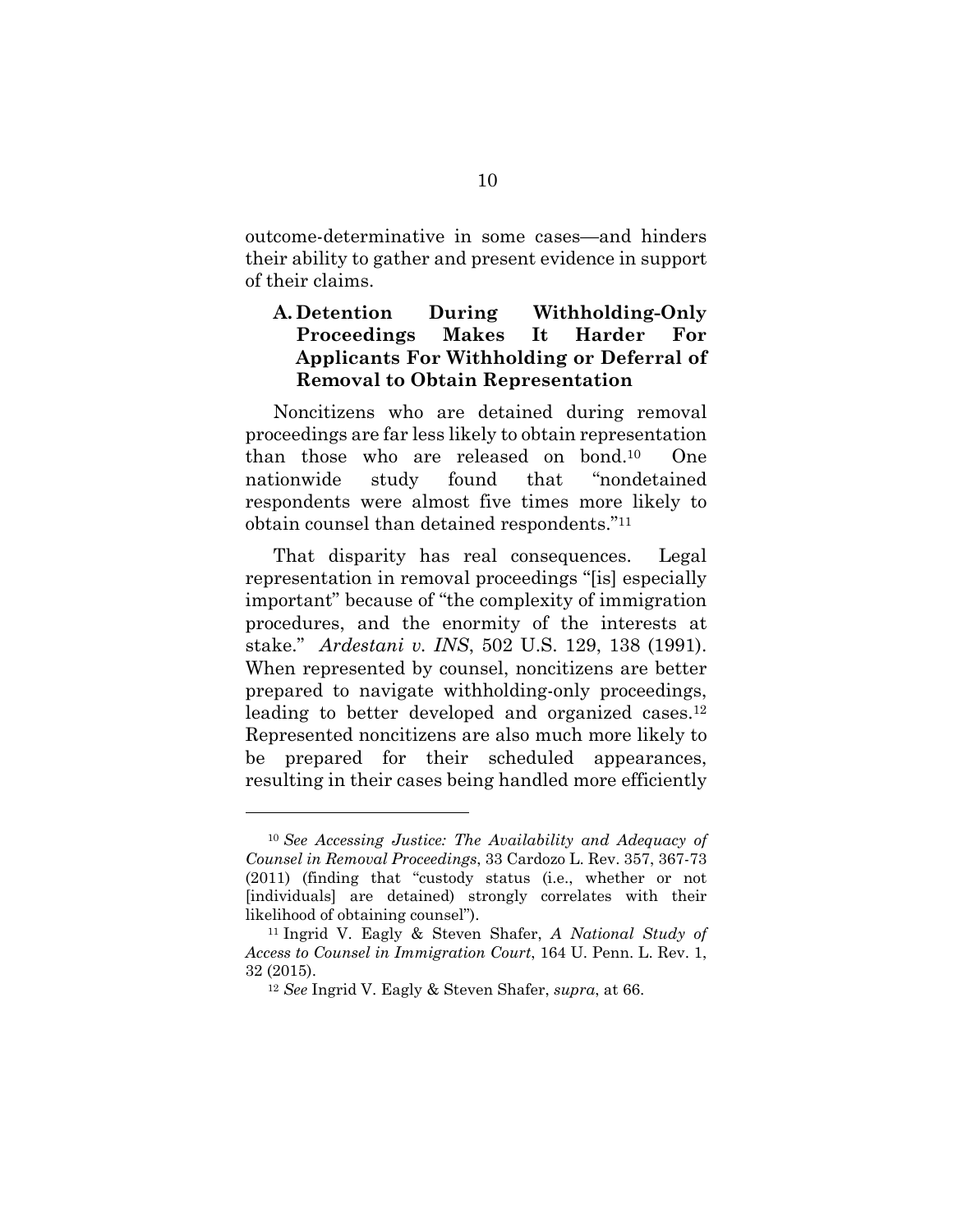outcome-determinative in some cases—and hinders their ability to gather and present evidence in support of their claims.

### A. Detention During Withholding-Only Proceedings Makes It Harder For Applicants For Withholding or Deferral of Removal to Obtain Representation

Noncitizens who are detained during removal proceedings are far less likely to obtain representation than those who are released on bond.[10] One nationwide study found that "nondetained respondents were almost five times more likely to obtain counsel than detained respondents."[11]

That disparity has real consequences. Legal representation in removal proceedings "[is] especially important" because of "the complexity of immigration procedures, and the enormity of the interests at stake." *Ardestani v. INS*, 502 U.S. 129, 138 (1991). When represented by counsel, noncitizens are better prepared to navigate withholding-only proceedings, leading to better developed and organized cases.[12] Represented noncitizens are also much more likely to be prepared for their scheduled appearances, resulting in their cases being handled more efficiently

---

[10] *See Accessing Justice: The Availability and Adequacy of Counsel in Removal Proceedings*, 33 Cardozo L. Rev. 357, 367-73 (2011) (finding that "custody status (i.e., whether or not [individuals] are detained) strongly correlates with their likelihood of obtaining counsel").

[11] Ingrid V. Eagly & Steven Shafer, *A National Study of Access to Counsel in Immigration Court*, 164 U. Penn. L. Rev. 1, 32 (2015).

[12] *See* Ingrid V. Eagly & Steven Shafer, *supra*, at 66.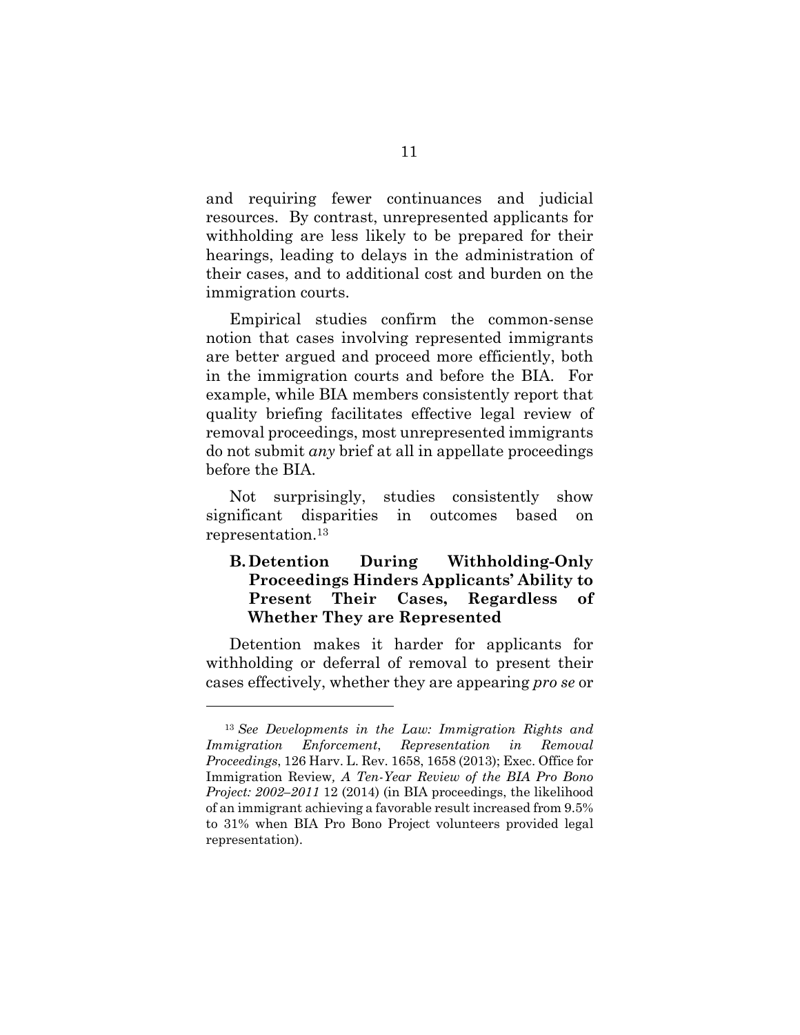and requiring fewer continuances and judicial resources. By contrast, unrepresented applicants for withholding are less likely to be prepared for their hearings, leading to delays in the administration of their cases, and to additional cost and burden on the immigration courts.

Empirical studies confirm the common-sense notion that cases involving represented immigrants are better argued and proceed more efficiently, both in the immigration courts and before the BIA. For example, while BIA members consistently report that quality briefing facilitates effective legal review of removal proceedings, most unrepresented immigrants do not submit *any* brief at all in appellate proceedings before the BIA.

Not surprisingly, studies consistently show significant disparities in outcomes based on representation.[13]

### B. Detention During Withholding-Only Proceedings Hinders Applicants' Ability to Present Their Cases, Regardless of Whether They are Represented

Detention makes it harder for applicants for withholding or deferral of removal to present their cases effectively, whether they are appearing *pro se* or

---

[13] *See Developments in the Law: Immigration Rights and Immigration Enforcement*, *Representation in Removal Proceedings*, 126 Harv. L. Rev. 1658, 1658 (2013); Exec. Office for Immigration Review, *A Ten-Year Review of the BIA Pro Bono Project: 2002–2011* 12 (2014) (in BIA proceedings, the likelihood of an immigrant achieving a favorable result increased from 9.5% to 31% when BIA Pro Bono Project volunteers provided legal representation).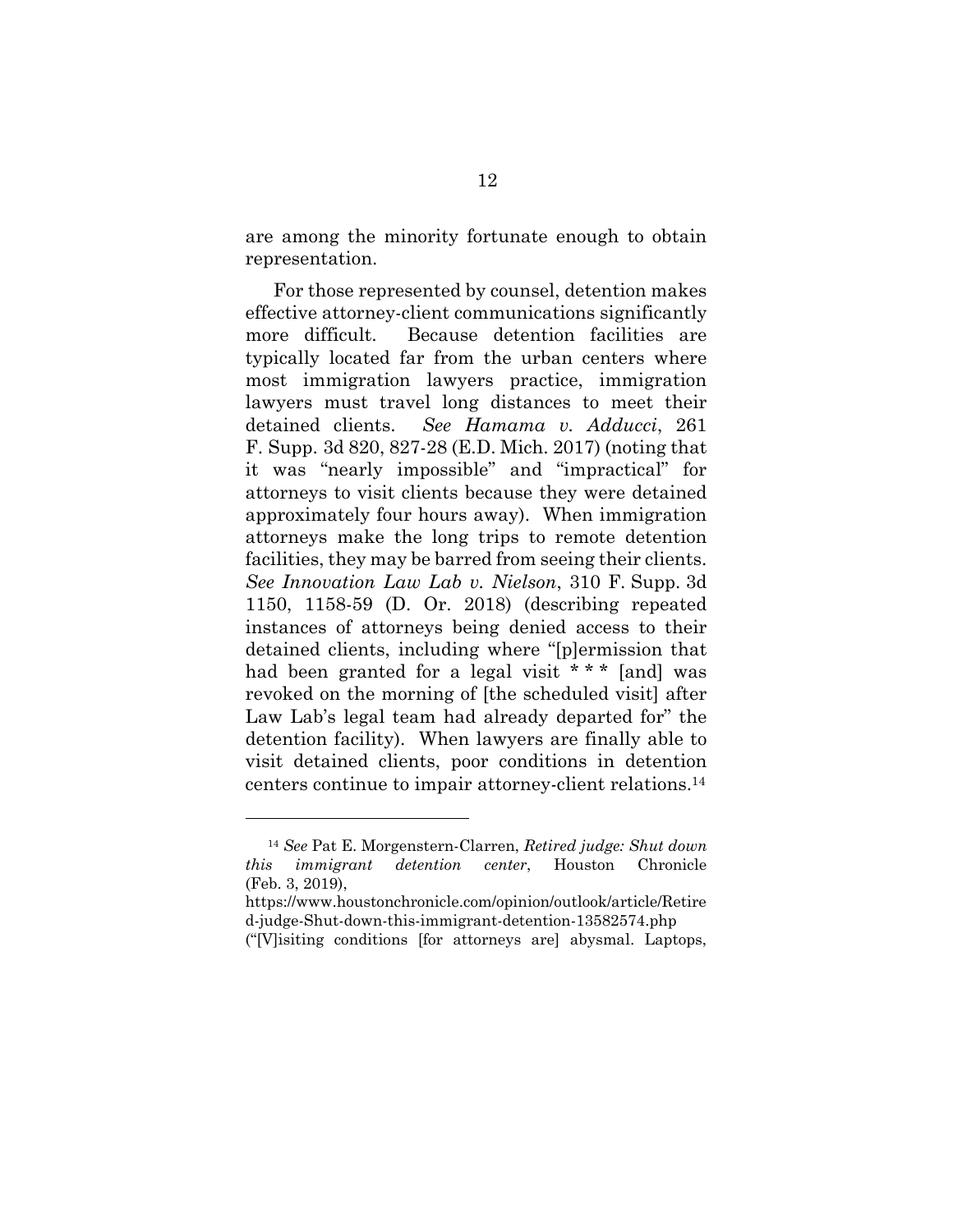are among the minority fortunate enough to obtain representation.

For those represented by counsel, detention makes effective attorney-client communications significantly more difficult. Because detention facilities are typically located far from the urban centers where most immigration lawyers practice, immigration lawyers must travel long distances to meet their detained clients. *See Hamama v. Adducci*, 261 F. Supp. 3d 820, 827-28 (E.D. Mich. 2017) (noting that it was "nearly impossible" and "impractical" for attorneys to visit clients because they were detained approximately four hours away). When immigration attorneys make the long trips to remote detention facilities, they may be barred from seeing their clients. *See Innovation Law Lab v. Nielson*, 310 F. Supp. 3d 1150, 1158-59 (D. Or. 2018) (describing repeated instances of attorneys being denied access to their detained clients, including where "[p]ermission that had been granted for a legal visit * * * [and] was revoked on the morning of [the scheduled visit] after Law Lab's legal team had already departed for" the detention facility). When lawyers are finally able to visit detained clients, poor conditions in detention centers continue to impair attorney-client relations.[14]

---

[14] *See* Pat E. Morgenstern-Clarren, *Retired judge: Shut down this immigrant detention center*, Houston Chronicle (Feb. 3, 2019), https://www.houstonchronicle.com/opinion/outlook/article/Retired-judge-Shut-down-this-immigrant-detention-13582574.php ("[V]isiting conditions [for attorneys are] abysmal. Laptops,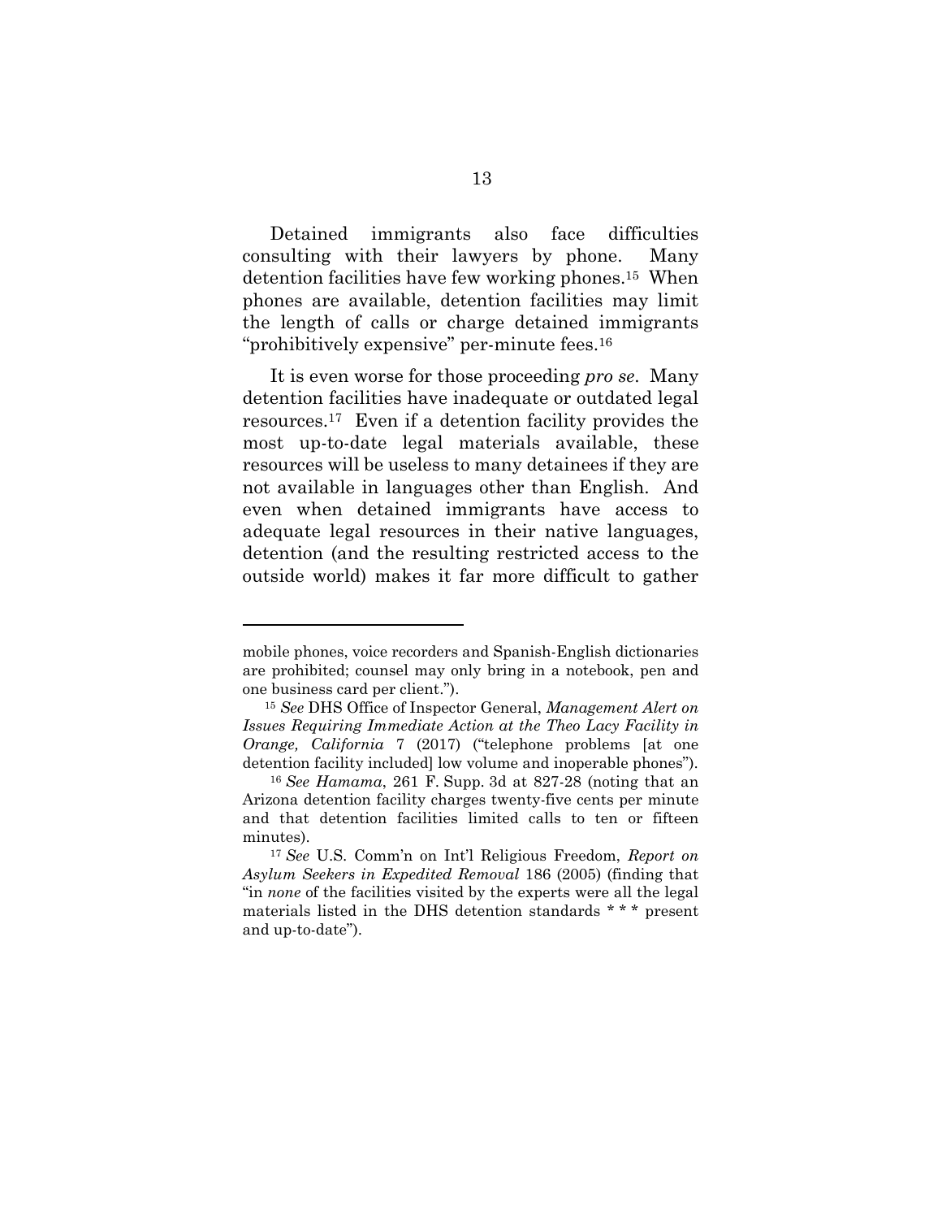Detained immigrants also face difficulties consulting with their lawyers by phone. Many detention facilities have few working phones.[15] When phones are available, detention facilities may limit the length of calls or charge detained immigrants "prohibitively expensive" per-minute fees.[16]

It is even worse for those proceeding *pro se*. Many detention facilities have inadequate or outdated legal resources.[17] Even if a detention facility provides the most up-to-date legal materials available, these resources will be useless to many detainees if they are not available in languages other than English. And even when detained immigrants have access to adequate legal resources in their native languages, detention (and the resulting restricted access to the outside world) makes it far more difficult to gather

---

mobile phones, voice recorders and Spanish-English dictionaries are prohibited; counsel may only bring in a notebook, pen and one business card per client.").

[15] *See* DHS Office of Inspector General, *Management Alert on Issues Requiring Immediate Action at the Theo Lacy Facility in Orange, California* 7 (2017) ("telephone problems [at one detention facility included] low volume and inoperable phones").

[16] *See Hamama*, 261 F. Supp. 3d at 827-28 (noting that an Arizona detention facility charges twenty-five cents per minute and that detention facilities limited calls to ten or fifteen minutes).

[17] *See* U.S. Comm'n on Int'l Religious Freedom, *Report on Asylum Seekers in Expedited Removal* 186 (2005) (finding that "in *none* of the facilities visited by the experts were all the legal materials listed in the DHS detention standards * * * present and up-to-date").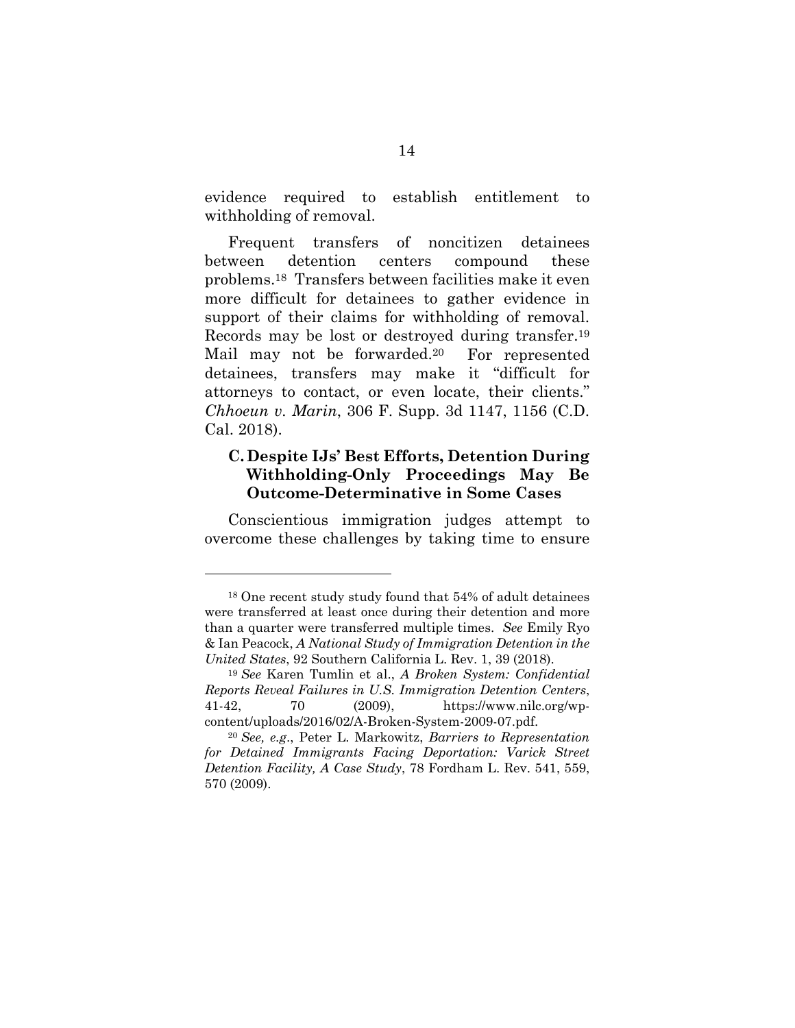evidence required to establish entitlement to withholding of removal.

Frequent transfers of noncitizen detainees between detention centers compound these problems.[18] Transfers between facilities make it even more difficult for detainees to gather evidence in support of their claims for withholding of removal. Records may be lost or destroyed during transfer.[19] Mail may not be forwarded.[20] For represented detainees, transfers may make it "difficult for attorneys to contact, or even locate, their clients." *Chhoeun v. Marin*, 306 F. Supp. 3d 1147, 1156 (C.D. Cal. 2018).

### C. Despite IJs' Best Efforts, Detention During Withholding-Only Proceedings May Be Outcome-Determinative in Some Cases

Conscientious immigration judges attempt to overcome these challenges by taking time to ensure

---

[18] One recent study study found that 54% of adult detainees were transferred at least once during their detention and more than a quarter were transferred multiple times. *See* Emily Ryo & Ian Peacock, *A National Study of Immigration Detention in the United States*, 92 Southern California L. Rev. 1, 39 (2018).

[19] *See* Karen Tumlin et al., *A Broken System: Confidential Reports Reveal Failures in U.S. Immigration Detention Centers*, 41-42, 70 (2009), https://www.nilc.org/wp-content/uploads/2016/02/A-Broken-System-2009-07.pdf.

[20] *See, e.g.*, Peter L. Markowitz, *Barriers to Representation for Detained Immigrants Facing Deportation: Varick Street Detention Facility, A Case Study*, 78 Fordham L. Rev. 541, 559, 570 (2009).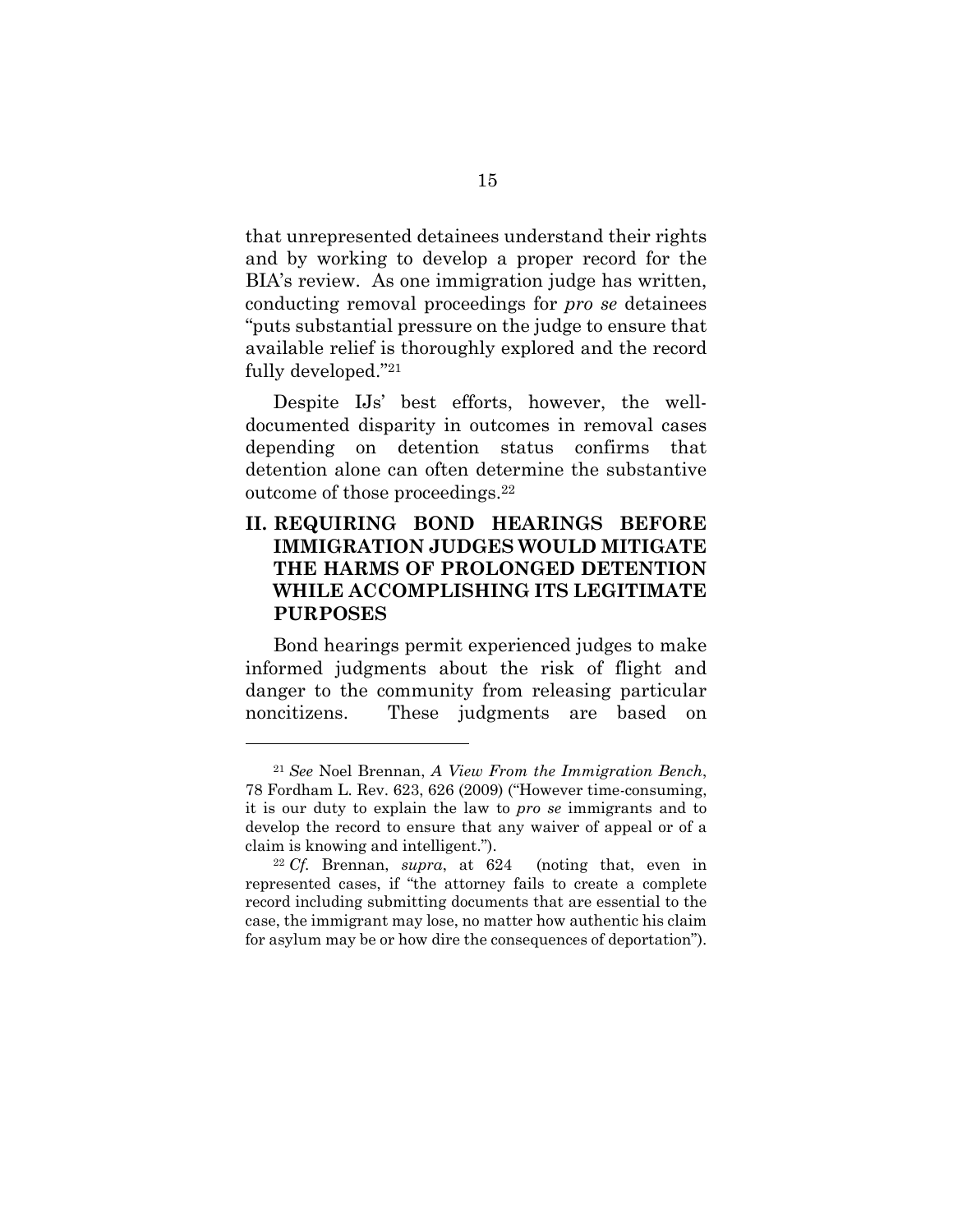that unrepresented detainees understand their rights and by working to develop a proper record for the BIA's review. As one immigration judge has written, conducting removal proceedings for *pro se* detainees "puts substantial pressure on the judge to ensure that available relief is thoroughly explored and the record fully developed."[21]

Despite IJs' best efforts, however, the well-documented disparity in outcomes in removal cases depending on detention status confirms that detention alone can often determine the substantive outcome of those proceedings.[22]

## II. REQUIRING BOND HEARINGS BEFORE IMMIGRATION JUDGES WOULD MITIGATE THE HARMS OF PROLONGED DETENTION WHILE ACCOMPLISHING ITS LEGITIMATE PURPOSES

Bond hearings permit experienced judges to make informed judgments about the risk of flight and danger to the community from releasing particular noncitizens. These judgments are based on

---

[21] *See* Noel Brennan, *A View From the Immigration Bench*, 78 Fordham L. Rev. 623, 626 (2009) ("However time-consuming, it is our duty to explain the law to *pro se* immigrants and to develop the record to ensure that any waiver of appeal or of a claim is knowing and intelligent.").

[22] *Cf.* Brennan, *supra*, at 624 (noting that, even in represented cases, if "the attorney fails to create a complete record including submitting documents that are essential to the case, the immigrant may lose, no matter how authentic his claim for asylum may be or how dire the consequences of deportation").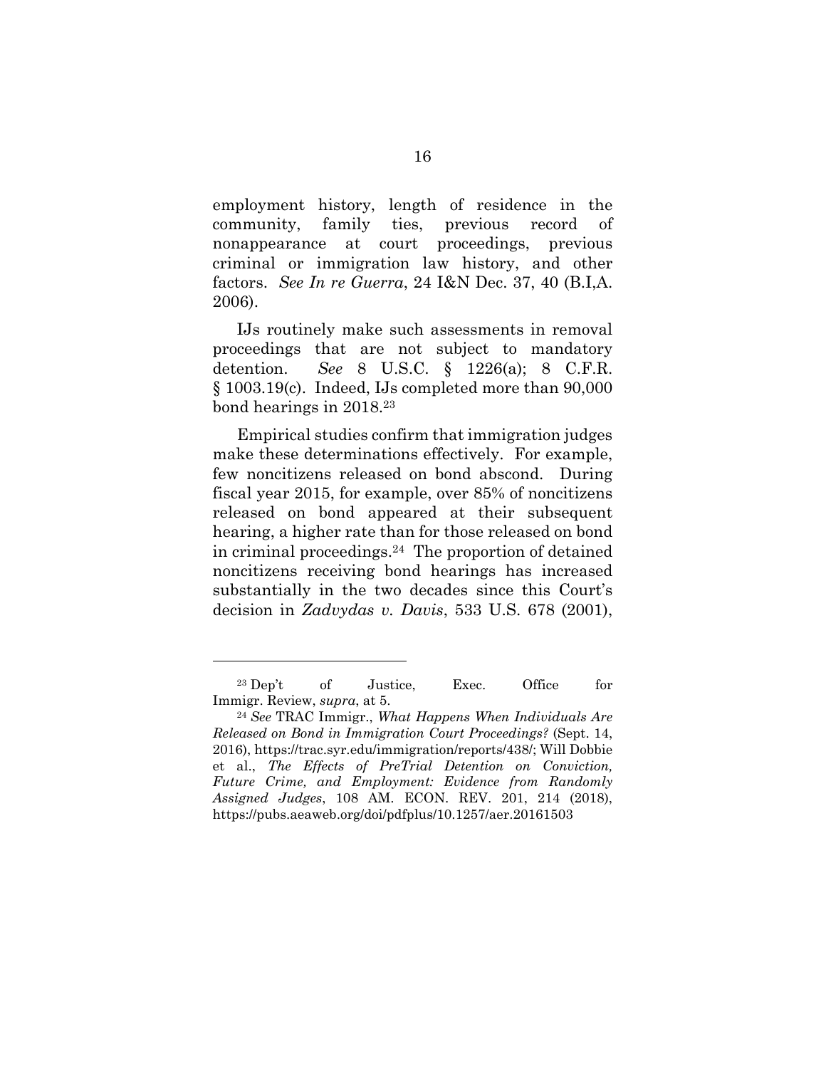employment history, length of residence in the community, family ties, previous record of nonappearance at court proceedings, previous criminal or immigration law history, and other factors. *See In re Guerra*, 24 I&N Dec. 37, 40 (B.I,A. 2006).

IJs routinely make such assessments in removal proceedings that are not subject to mandatory detention. *See* 8 U.S.C. § 1226(a); 8 C.F.R. § 1003.19(c). Indeed, IJs completed more than 90,000 bond hearings in 2018.[23]

Empirical studies confirm that immigration judges make these determinations effectively. For example, few noncitizens released on bond abscond. During fiscal year 2015, for example, over 85% of noncitizens released on bond appeared at their subsequent hearing, a higher rate than for those released on bond in criminal proceedings.[24] The proportion of detained noncitizens receiving bond hearings has increased substantially in the two decades since this Court's decision in *Zadvydas v. Davis*, 533 U.S. 678 (2001),

---

[23] Dep't of Justice, Exec. Office for Immigr. Review, *supra*, at 5.

[24] *See* TRAC Immigr., *What Happens When Individuals Are Released on Bond in Immigration Court Proceedings?* (Sept. 14, 2016), https://trac.syr.edu/immigration/reports/438/; Will Dobbie et al., *The Effects of PreTrial Detention on Conviction, Future Crime, and Employment: Evidence from Randomly Assigned Judges*, 108 AM. ECON. REV. 201, 214 (2018), https://pubs.aeaweb.org/doi/pdfplus/10.1257/aer.20161503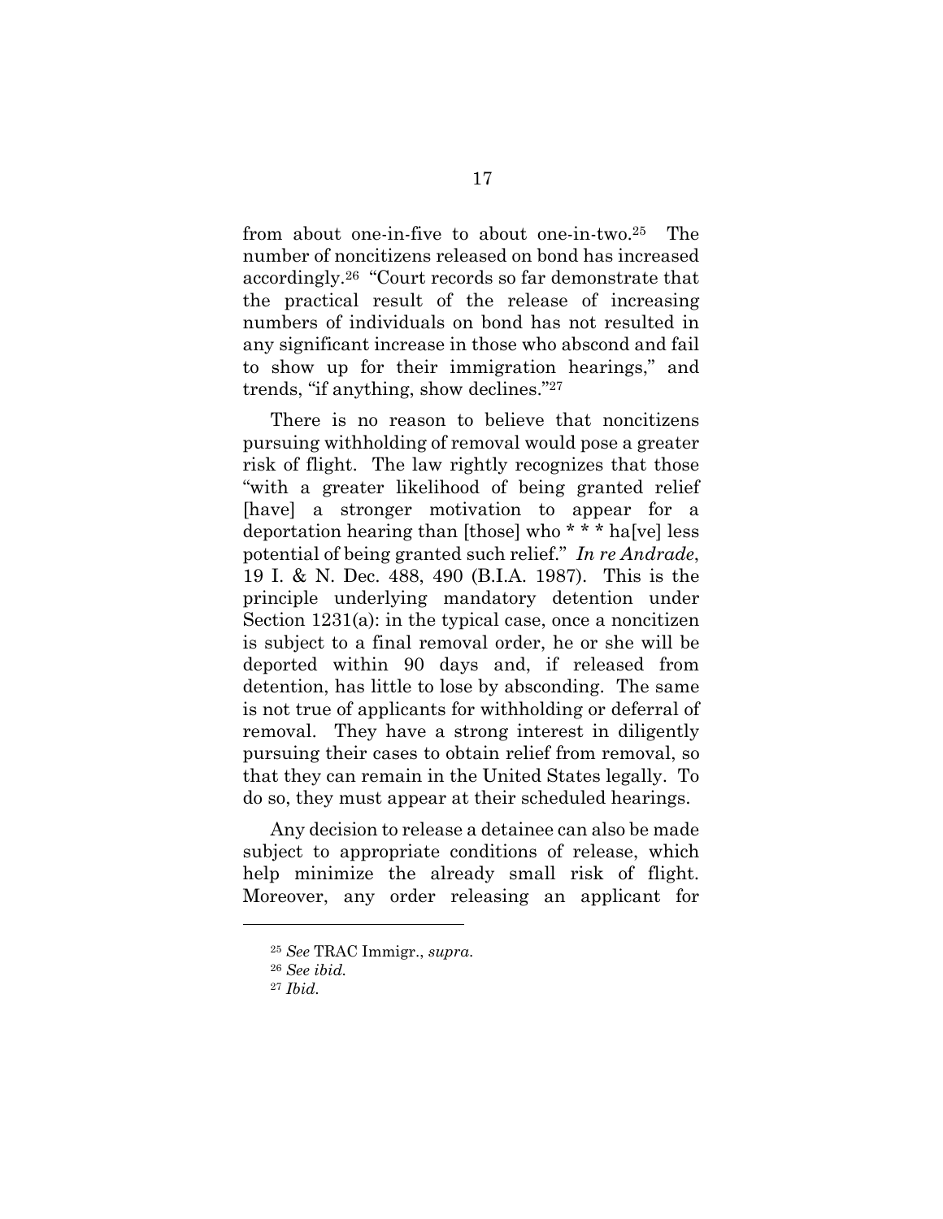from about one-in-five to about one-in-two.[25] The number of noncitizens released on bond has increased accordingly.[26] "Court records so far demonstrate that the practical result of the release of increasing numbers of individuals on bond has not resulted in any significant increase in those who abscond and fail to show up for their immigration hearings," and trends, "if anything, show declines."[27]

There is no reason to believe that noncitizens pursuing withholding of removal would pose a greater risk of flight. The law rightly recognizes that those "with a greater likelihood of being granted relief [have] a stronger motivation to appear for a deportation hearing than [those] who * * * ha[ve] less potential of being granted such relief." *In re Andrade*, 19 I. & N. Dec. 488, 490 (B.I.A. 1987). This is the principle underlying mandatory detention under Section 1231(a): in the typical case, once a noncitizen is subject to a final removal order, he or she will be deported within 90 days and, if released from detention, has little to lose by absconding. The same is not true of applicants for withholding or deferral of removal. They have a strong interest in diligently pursuing their cases to obtain relief from removal, so that they can remain in the United States legally. To do so, they must appear at their scheduled hearings.

Any decision to release a detainee can also be made subject to appropriate conditions of release, which help minimize the already small risk of flight. Moreover, any order releasing an applicant for

---

[25] *See* TRAC Immigr., *supra*.

[26] *See ibid.*

[27] *Ibid.*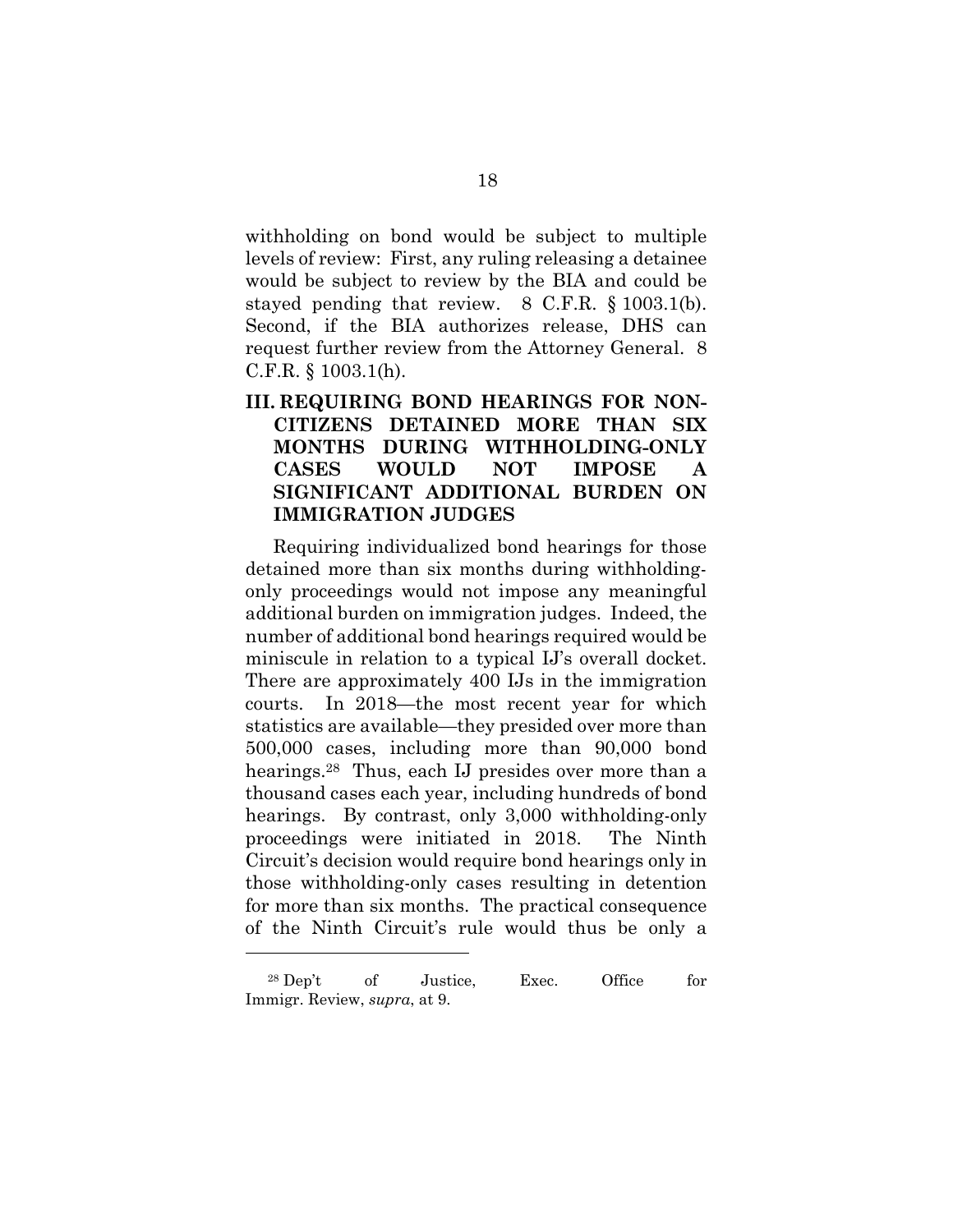withholding on bond would be subject to multiple levels of review: First, any ruling releasing a detainee would be subject to review by the BIA and could be stayed pending that review. 8 C.F.R. § 1003.1(b). Second, if the BIA authorizes release, DHS can request further review from the Attorney General. 8 C.F.R. § 1003.1(h).

## III. REQUIRING BOND HEARINGS FOR NON-CITIZENS DETAINED MORE THAN SIX MONTHS DURING WITHHOLDING-ONLY CASES WOULD NOT IMPOSE A SIGNIFICANT ADDITIONAL BURDEN ON IMMIGRATION JUDGES

Requiring individualized bond hearings for those detained more than six months during withholding-only proceedings would not impose any meaningful additional burden on immigration judges. Indeed, the number of additional bond hearings required would be miniscule in relation to a typical IJ's overall docket. There are approximately 400 IJs in the immigration courts. In 2018—the most recent year for which statistics are available—they presided over more than 500,000 cases, including more than 90,000 bond hearings.[28] Thus, each IJ presides over more than a thousand cases each year, including hundreds of bond hearings. By contrast, only 3,000 withholding-only proceedings were initiated in 2018. The Ninth Circuit's decision would require bond hearings only in those withholding-only cases resulting in detention for more than six months. The practical consequence of the Ninth Circuit's rule would thus be only a

---

[28] Dep't of Justice, Exec. Office for Immigr. Review, *supra*, at 9.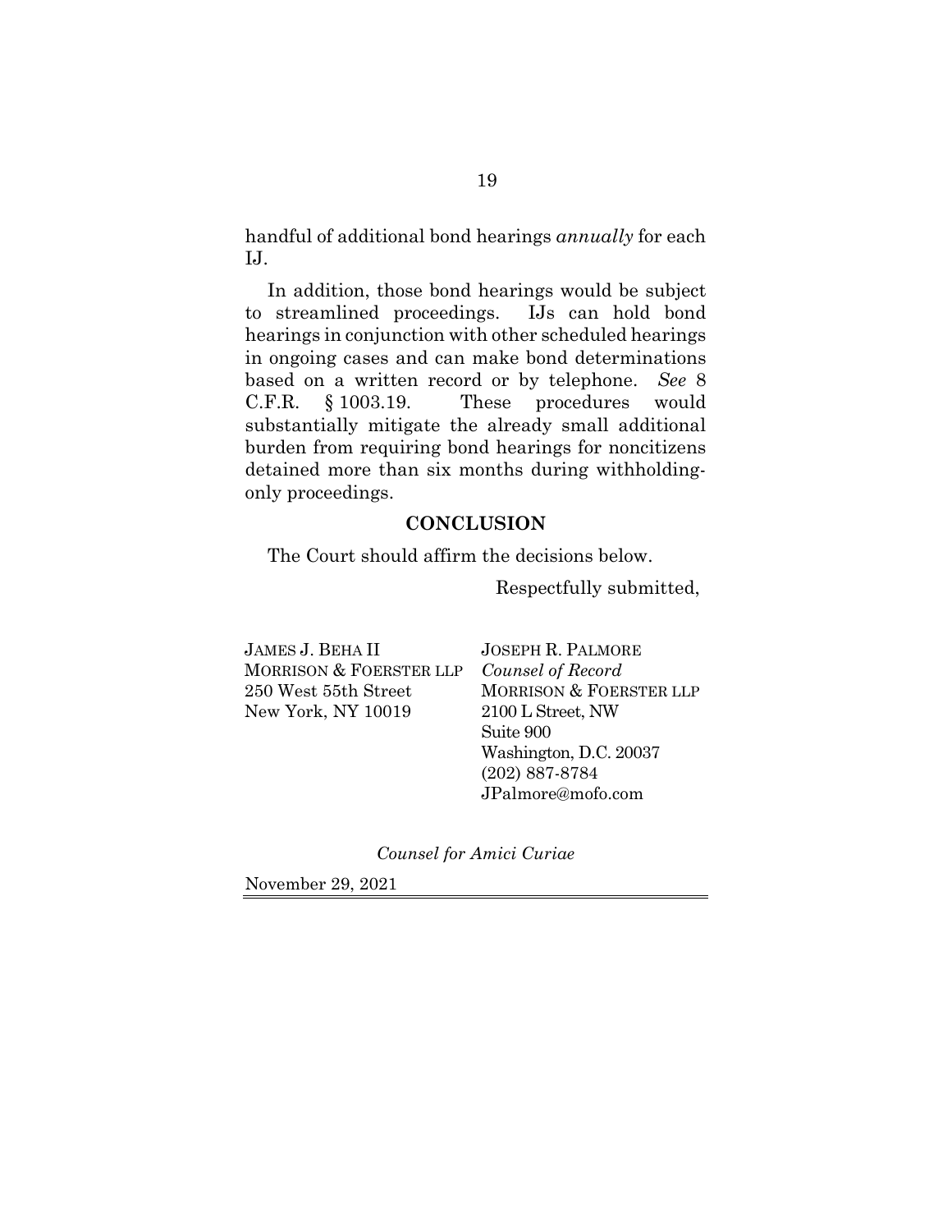handful of additional bond hearings *annually* for each IJ.

In addition, those bond hearings would be subject to streamlined proceedings. IJs can hold bond hearings in conjunction with other scheduled hearings in ongoing cases and can make bond determinations based on a written record or by telephone. *See* 8 C.F.R. § 1003.19. These procedures would substantially mitigate the already small additional burden from requiring bond hearings for noncitizens detained more than six months during withholding-only proceedings.

## CONCLUSION

The Court should affirm the decisions below.

Respectfully submitted,

JAMES J. BEHA II
MORRISON & FOERSTER LLP
250 West 55th Street
New York, NY 10019

JOSEPH R. PALMORE
*Counsel of Record*
MORRISON & FOERSTER LLP
2100 L Street, NW
Suite 900
Washington, D.C. 20037
(202) 887-8784
JPalmore@mofo.com

*Counsel for Amici Curiae*

November 29, 2021